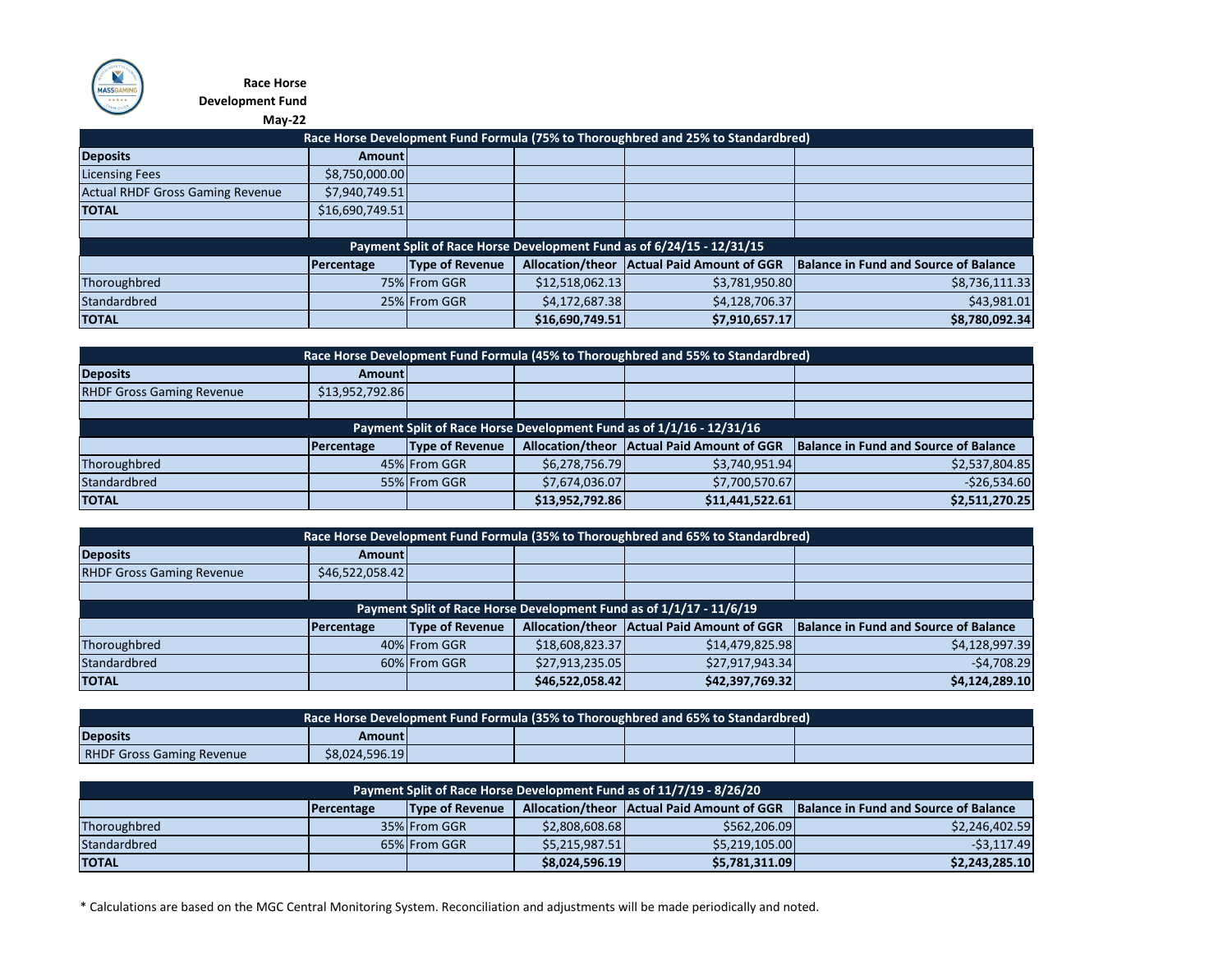**Race Horse Development Fund**

**May-22**

| Race Horse Development Fund Formula (75% to Thoroughbred and 25% to Standardbred) | | | | | |
|---|---|---|---|---|---|
| **Deposits** | **Amount** | | | | |
| Licensing Fees | $8,750,000.00 | | | | |
| Actual RHDF Gross Gaming Revenue | $7,940,749.51 | | | | |
| **TOTAL** | $16,690,749.51 | | | | |
| | | | | | |
| **Payment Split of Race Horse Development Fund as of 6/24/15 - 12/31/15** | | | | | |
| | **Percentage** | **Type of Revenue** | **Allocation/theor** | **Actual Paid Amount of GGR** | **Balance in Fund and Source of Balance** |
| Thoroughbred | 75% | From GGR | $12,518,062.13 | $3,781,950.80 | $8,736,111.33 |
| Standardbred | 25% | From GGR | $4,172,687.38 | $4,128,706.37 | $43,981.01 |
| **TOTAL** | | | **$16,690,749.51** | **$7,910,657.17** | **$8,780,092.34** |

| Race Horse Development Fund Formula (45% to Thoroughbred and 55% to Standardbred) | | | | | |
|---|---|---|---|---|---|
| **Deposits** | **Amount** | | | | |
| RHDF Gross Gaming Revenue | $13,952,792.86 | | | | |
| | | | | | |
| **Payment Split of Race Horse Development Fund as of 1/1/16 - 12/31/16** | | | | | |
| | **Percentage** | **Type of Revenue** | **Allocation/theor** | **Actual Paid Amount of GGR** | **Balance in Fund and Source of Balance** |
| Thoroughbred | 45% | From GGR | $6,278,756.79 | $3,740,951.94 | $2,537,804.85 |
| Standardbred | 55% | From GGR | $7,674,036.07 | $7,700,570.67 | -$26,534.60 |
| **TOTAL** | | | **$13,952,792.86** | **$11,441,522.61** | **$2,511,270.25** |

| Race Horse Development Fund Formula (35% to Thoroughbred and 65% to Standardbred) | | | | | |
|---|---|---|---|---|---|
| **Deposits** | **Amount** | | | | |
| RHDF Gross Gaming Revenue | $46,522,058.42 | | | | |
| | | | | | |
| **Payment Split of Race Horse Development Fund as of 1/1/17 - 11/6/19** | | | | | |
| | **Percentage** | **Type of Revenue** | **Allocation/theor** | **Actual Paid Amount of GGR** | **Balance in Fund and Source of Balance** |
| Thoroughbred | 40% | From GGR | $18,608,823.37 | $14,479,825.98 | $4,128,997.39 |
| Standardbred | 60% | From GGR | $27,913,235.05 | $27,917,943.34 | -$4,708.29 |
| **TOTAL** | | | **$46,522,058.42** | **$42,397,769.32** | **$4,124,289.10** |

| Race Horse Development Fund Formula (35% to Thoroughbred and 65% to Standardbred) | | | | | |
|---|---|---|---|---|---|
| **Deposits** | **Amount** | | | | |
| RHDF Gross Gaming Revenue | $8,024,596.19 | | | | |
| **Payment Split of Race Horse Development Fund as of 11/7/19 - 8/26/20** | | | | | |
| | **Percentage** | **Type of Revenue** | **Allocation/theor** | **Actual Paid Amount of GGR** | **Balance in Fund and Source of Balance** |
| Thoroughbred | 35% | From GGR | $2,808,608.68 | $562,206.09 | $2,246,402.59 |
| Standardbred | 65% | From GGR | $5,215,987.51 | $5,219,105.00 | -$3,117.49 |
| **TOTAL** | | | **$8,024,596.19** | **$5,781,311.09** | **$2,243,285.10** |

* Calculations are based on the MGC Central Monitoring System. Reconciliation and adjustments will be made periodically and noted.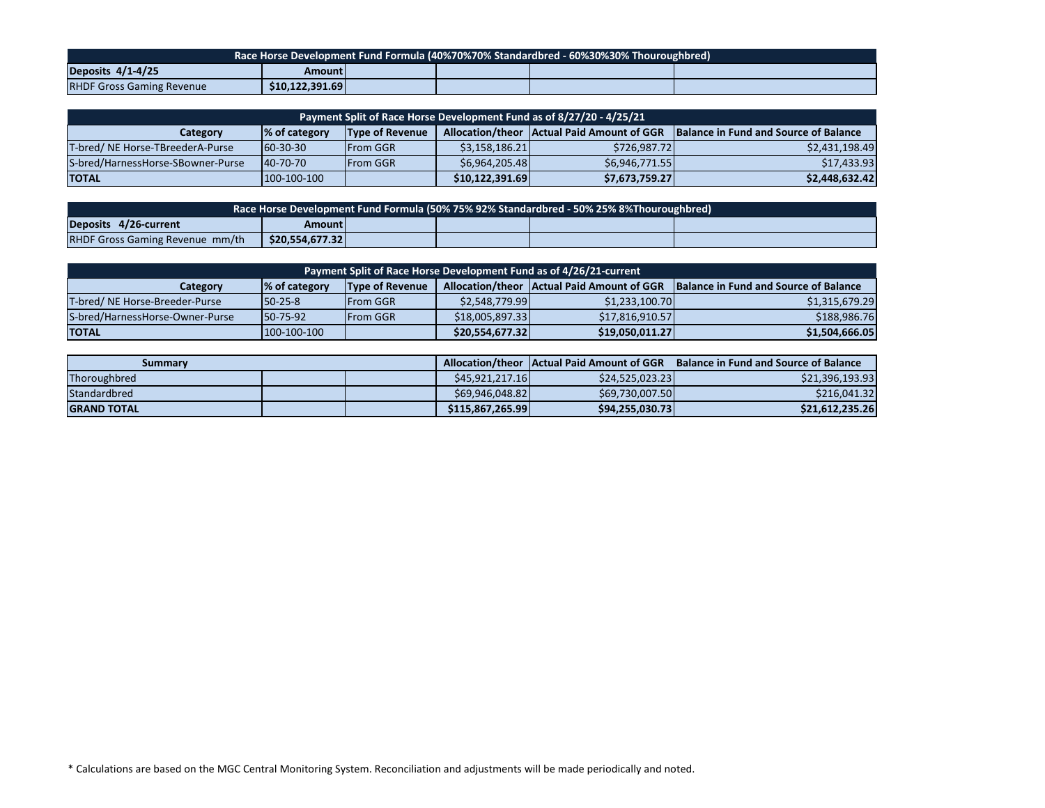| Race Horse Development Fund Formula (40%70%70% Standardbred - 60%30%30% Thouroughbred) | | | | | |
|---|---|---|---|---|---|
| **Deposits 4/1-4/25** | **Amount** | | | | |
| RHDF Gross Gaming Revenue | **$10,122,391.69** | | | | |

| Payment Split of Race Horse Development Fund as of 8/27/20 - 4/25/21 | | | | | |
|---|---|---|---|---|---|
| **Category** | **% of category** | **Type of Revenue** | **Allocation/theor** | **Actual Paid Amount of GGR** | **Balance in Fund and Source of Balance** |
| T-bred/ NE Horse-TBreederA-Purse | 60-30-30 | From GGR | $3,158,186.21 | $726,987.72 | $2,431,198.49 |
| S-bred/HarnessHorse-SBowner-Purse | 40-70-70 | From GGR | $6,964,205.48 | $6,946,771.55 | $17,433.93 |
| **TOTAL** | 100-100-100 | | **$10,122,391.69** | **$7,673,759.27** | **$2,448,632.42** |

| Race Horse Development Fund Formula (50% 75% 92% Standardbred - 50% 25% 8%Thouroughbred) | | | | | |
|---|---|---|---|---|---|
| **Deposits 4/26-current** | **Amount** | | | | |
| RHDF Gross Gaming Revenue mm/th | **$20,554,677.32** | | | | |

| Payment Split of Race Horse Development Fund as of 4/26/21-current | | | | | |
|---|---|---|---|---|---|
| **Category** | **% of category** | **Type of Revenue** | **Allocation/theor** | **Actual Paid Amount of GGR** | **Balance in Fund and Source of Balance** |
| T-bred/ NE Horse-Breeder-Purse | 50-25-8 | From GGR | $2,548,779.99 | $1,233,100.70 | $1,315,679.29 |
| S-bred/HarnessHorse-Owner-Purse | 50-75-92 | From GGR | $18,005,897.33 | $17,816,910.57 | $188,986.76 |
| **TOTAL** | 100-100-100 | | **$20,554,677.32** | **$19,050,011.27** | **$1,504,666.05** |

| **Summary** | | | **Allocation/theor** | **Actual Paid Amount of GGR** | **Balance in Fund and Source of Balance** |
|---|---|---|---|---|---|
| Thoroughbred | | | $45,921,217.16 | $24,525,023.23 | $21,396,193.93 |
| Standardbred | | | $69,946,048.82 | $69,730,007.50 | $216,041.32 |
| **GRAND TOTAL** | | | **$115,867,265.99** | **$94,255,030.73** | **$21,612,235.26** |

* Calculations are based on the MGC Central Monitoring System. Reconciliation and adjustments will be made periodically and noted.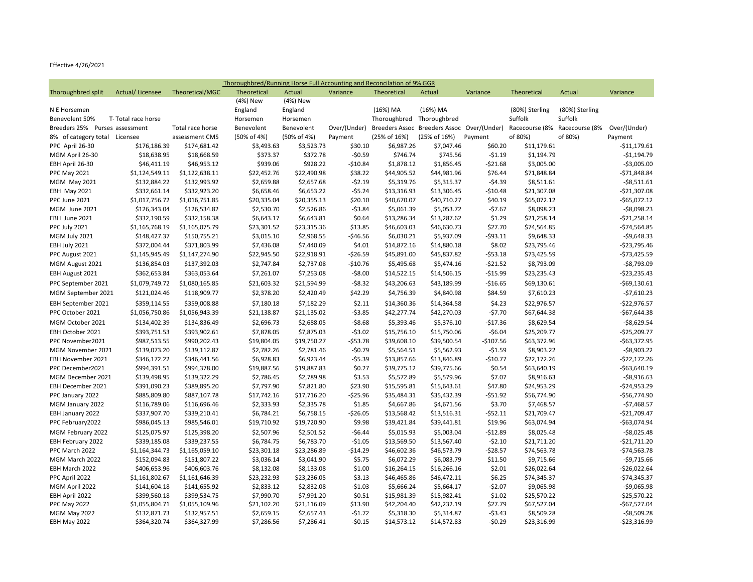Effective 4/26/2021

| Thoroughbred/Running Horse Full Accounting and Reconcilation of 9% GGR | | | | | | | | | | | |
|---|---|---|---|---|---|---|---|---|---|---|---|
| Thoroughbred split | Actual/ Licensee | Theoretical/MGC | Theoretical | Actual | Variance | Theoretical | Actual | Variance | Theoretical | Actual | Variance |
| N E Horsemen Benevolent 50% Breeders 25% Purses 8% of category total | T- Total race horse assessment Licensee | Total race horse assessment CMS | (4%) New England Horsemen Benevolent (50% of 4%) | (4%) New England Horsemen Benevolent (50% of 4%) | Over/(Under) Payment | (16%) MA Thoroughbred Breeders Assoc (25% of 16%) | (16%) MA Thoroughbred Breeders Assoc (25% of 16%) | Over/(Under) Payment | (80%) Sterling Suffolk Racecourse (8% of 80%) | (80%) Sterling Suffolk Racecourse (8% of 80%) | Over/(Under) Payment |
| PPC April 26-30 | $176,186.39 | $174,681.42 | $3,493.63 | $3,523.73 | $30.10 | $6,987.26 | $7,047.46 | $60.20 | $11,179.61 | | -$11,179.61 |
| MGM April 26-30 | $18,638.95 | $18,668.59 | $373.37 | $372.78 | -$0.59 | $746.74 | $745.56 | -$1.19 | $1,194.79 | | -$1,194.79 |
| EBH April 26-30 | $46,411.19 | $46,953.12 | $939.06 | $928.22 | -$10.84 | $1,878.12 | $1,856.45 | -$21.68 | $3,005.00 | | -$3,005.00 |
| PPC May 2021 | $1,124,549.11 | $1,122,638.11 | $22,452.76 | $22,490.98 | $38.22 | $44,905.52 | $44,981.96 | $76.44 | $71,848.84 | | -$71,848.84 |
| MGM May 2021 | $132,884.22 | $132,993.92 | $2,659.88 | $2,657.68 | -$2.19 | $5,319.76 | $5,315.37 | -$4.39 | $8,511.61 | | -$8,511.61 |
| EBH May 2021 | $332,661.14 | $332,923.20 | $6,658.46 | $6,653.22 | -$5.24 | $13,316.93 | $13,306.45 | -$10.48 | $21,307.08 | | -$21,307.08 |
| PPC June 2021 | $1,017,756.72 | $1,016,751.85 | $20,335.04 | $20,355.13 | $20.10 | $40,670.07 | $40,710.27 | $40.19 | $65,072.12 | | -$65,072.12 |
| MGM June 2021 | $126,343.04 | $126,534.82 | $2,530.70 | $2,526.86 | -$3.84 | $5,061.39 | $5,053.72 | -$7.67 | $8,098.23 | | -$8,098.23 |
| EBH June 2021 | $332,190.59 | $332,158.38 | $6,643.17 | $6,643.81 | $0.64 | $13,286.34 | $13,287.62 | $1.29 | $21,258.14 | | -$21,258.14 |
| PPC July 2021 | $1,165,768.19 | $1,165,075.79 | $23,301.52 | $23,315.36 | $13.85 | $46,603.03 | $46,630.73 | $27.70 | $74,564.85 | | -$74,564.85 |
| MGM July 2021 | $148,427.37 | $150,755.21 | $3,015.10 | $2,968.55 | -$46.56 | $6,030.21 | $5,937.09 | -$93.11 | $9,648.33 | | -$9,648.33 |
| EBH July 2021 | $372,004.44 | $371,803.99 | $7,436.08 | $7,440.09 | $4.01 | $14,872.16 | $14,880.18 | $8.02 | $23,795.46 | | -$23,795.46 |
| PPC August 2021 | $1,145,945.49 | $1,147,274.90 | $22,945.50 | $22,918.91 | -$26.59 | $45,891.00 | $45,837.82 | -$53.18 | $73,425.59 | | -$73,425.59 |
| MGM August 2021 | $136,854.03 | $137,392.03 | $2,747.84 | $2,737.08 | -$10.76 | $5,495.68 | $5,474.16 | -$21.52 | $8,793.09 | | -$8,793.09 |
| EBH August 2021 | $362,653.84 | $363,053.64 | $7,261.07 | $7,253.08 | -$8.00 | $14,522.15 | $14,506.15 | -$15.99 | $23,235.43 | | -$23,235.43 |
| PPC September 2021 | $1,079,749.72 | $1,080,165.85 | $21,603.32 | $21,594.99 | -$8.32 | $43,206.63 | $43,189.99 | -$16.65 | $69,130.61 | | -$69,130.61 |
| MGM September 2021 | $121,024.46 | $118,909.77 | $2,378.20 | $2,420.49 | $42.29 | $4,756.39 | $4,840.98 | $84.59 | $7,610.23 | | -$7,610.23 |
| EBH September 2021 | $359,114.55 | $359,008.88 | $7,180.18 | $7,182.29 | $2.11 | $14,360.36 | $14,364.58 | $4.23 | $22,976.57 | | -$22,976.57 |
| PPC October 2021 | $1,056,750.86 | $1,056,943.39 | $21,138.87 | $21,135.02 | -$3.85 | $42,277.74 | $42,270.03 | -$7.70 | $67,644.38 | | -$67,644.38 |
| MGM October 2021 | $134,402.39 | $134,836.49 | $2,696.73 | $2,688.05 | -$8.68 | $5,393.46 | $5,376.10 | -$17.36 | $8,629.54 | | -$8,629.54 |
| EBH October 2021 | $393,751.53 | $393,902.61 | $7,878.05 | $7,875.03 | -$3.02 | $15,756.10 | $15,750.06 | -$6.04 | $25,209.77 | | -$25,209.77 |
| PPC November2021 | $987,513.55 | $990,202.43 | $19,804.05 | $19,750.27 | -$53.78 | $39,608.10 | $39,500.54 | -$107.56 | $63,372.96 | | -$63,372.95 |
| MGM November 2021 | $139,073.20 | $139,112.87 | $2,782.26 | $2,781.46 | -$0.79 | $5,564.51 | $5,562.93 | -$1.59 | $8,903.22 | | -$8,903.22 |
| EBH November 2021 | $346,172.22 | $346,441.56 | $6,928.83 | $6,923.44 | -$5.39 | $13,857.66 | $13,846.89 | -$10.77 | $22,172.26 | | -$22,172.26 |
| PPC December2021 | $994,391.51 | $994,378.00 | $19,887.56 | $19,887.83 | $0.27 | $39,775.12 | $39,775.66 | $0.54 | $63,640.19 | | -$63,640.19 |
| MGM December 2021 | $139,498.95 | $139,322.29 | $2,786.45 | $2,789.98 | $3.53 | $5,572.89 | $5,579.96 | $7.07 | $8,916.63 | | -$8,916.63 |
| EBH December 2021 | $391,090.23 | $389,895.20 | $7,797.90 | $7,821.80 | $23.90 | $15,595.81 | $15,643.61 | $47.80 | $24,953.29 | | -$24,953.29 |
| PPC January 2022 | $885,809.80 | $887,107.78 | $17,742.16 | $17,716.20 | -$25.96 | $35,484.31 | $35,432.39 | -$51.92 | $56,774.90 | | -$56,774.90 |
| MGM January 2022 | $116,789.06 | $116,696.46 | $2,333.93 | $2,335.78 | $1.85 | $4,667.86 | $4,671.56 | $3.70 | $7,468.57 | | -$7,468.57 |
| EBH January 2022 | $337,907.70 | $339,210.41 | $6,784.21 | $6,758.15 | -$26.05 | $13,568.42 | $13,516.31 | -$52.11 | $21,709.47 | | -$21,709.47 |
| PPC February2022 | $986,045.13 | $985,546.01 | $19,710.92 | $19,720.90 | $9.98 | $39,421.84 | $39,441.81 | $19.96 | $63,074.94 | | -$63,074.94 |
| MGM February 2022 | $125,075.97 | $125,398.20 | $2,507.96 | $2,501.52 | -$6.44 | $5,015.93 | $5,003.04 | -$12.89 | $8,025.48 | | -$8,025.48 |
| EBH February 2022 | $339,185.08 | $339,237.55 | $6,784.75 | $6,783.70 | -$1.05 | $13,569.50 | $13,567.40 | -$2.10 | $21,711.20 | | -$21,711.20 |
| PPC March 2022 | $1,164,344.73 | $1,165,059.10 | $23,301.18 | $23,286.89 | -$14.29 | $46,602.36 | $46,573.79 | -$28.57 | $74,563.78 | | -$74,563.78 |
| MGM March 2022 | $152,094.83 | $151,807.22 | $3,036.14 | $3,041.90 | $5.75 | $6,072.29 | $6,083.79 | $11.50 | $9,715.66 | | -$9,715.66 |
| EBH March 2022 | $406,653.96 | $406,603.76 | $8,132.08 | $8,133.08 | $1.00 | $16,264.15 | $16,266.16 | $2.01 | $26,022.64 | | -$26,022.64 |
| PPC April 2022 | $1,161,802.67 | $1,161,646.39 | $23,232.93 | $23,236.05 | $3.13 | $46,465.86 | $46,472.11 | $6.25 | $74,345.37 | | -$74,345.37 |
| MGM April 2022 | $141,604.18 | $141,655.92 | $2,833.12 | $2,832.08 | -$1.03 | $5,666.24 | $5,664.17 | -$2.07 | $9,065.98 | | -$9,065.98 |
| EBH April 2022 | $399,560.18 | $399,534.75 | $7,990.70 | $7,991.20 | $0.51 | $15,981.39 | $15,982.41 | $1.02 | $25,570.22 | | -$25,570.22 |
| PPC May 2022 | $1,055,804.71 | $1,055,109.96 | $21,102.20 | $21,116.09 | $13.90 | $42,204.40 | $42,232.19 | $27.79 | $67,527.04 | | -$67,527.04 |
| MGM May 2022 | $132,871.73 | $132,957.51 | $2,659.15 | $2,657.43 | -$1.72 | $5,318.30 | $5,314.87 | -$3.43 | $8,509.28 | | -$8,509.28 |
| EBH May 2022 | $364,320.74 | $364,327.99 | $7,286.56 | $7,286.41 | -$0.15 | $14,573.12 | $14,572.83 | -$0.29 | $23,316.99 | | -$23,316.99 |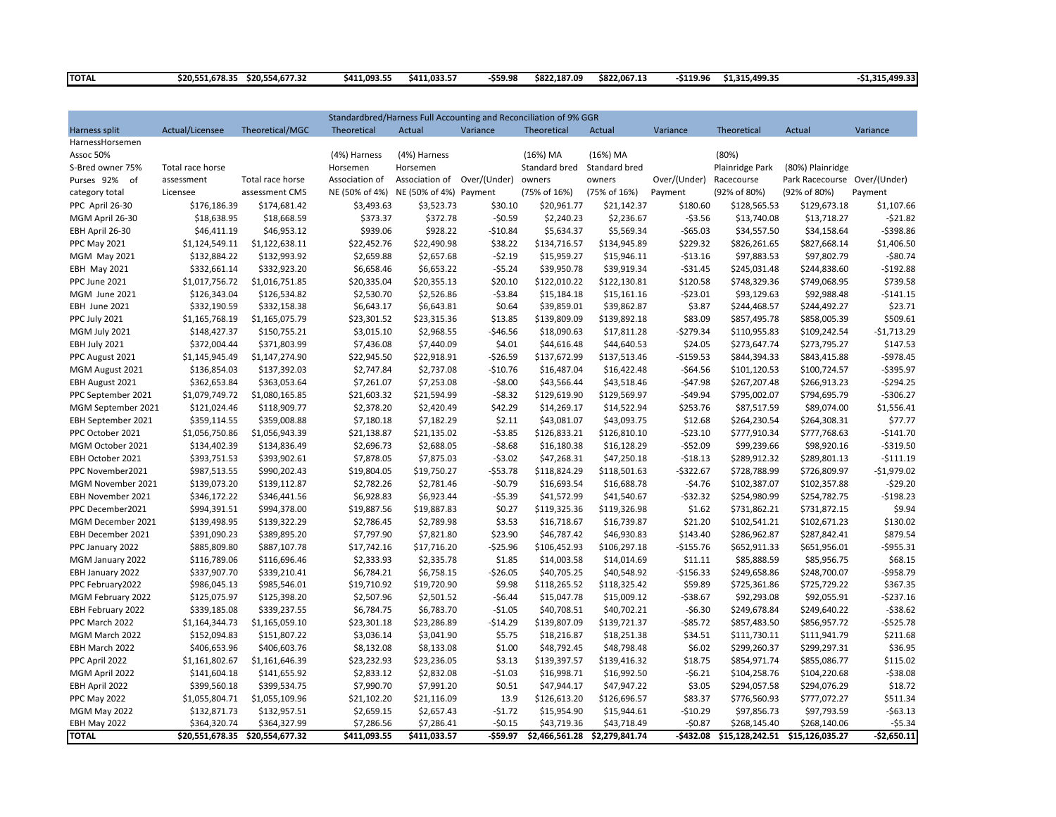| TOTAL | $20,551,678.35 | $20,554,677.32 | $411,093.55 | $411,033.57 | -$59.98 | $822,187.09 | $822,067.13 | -$119.96 | $1,315,499.35 | | -$1,315,499.33 |
|---|---|---|---|---|---|---|---|---|---|---|---|

| Standardbred/Harness Full Accounting and Reconciliation of 9% GGR | | | | | | | | | | | |
|---|---|---|---|---|---|---|---|---|---|---|---|
| Harness split | Actual/Licensee | Theoretical/MGC | Theoretical | Actual | Variance | Theoretical | Actual | Variance | Theoretical | Actual | Variance |
| HarnessHorsemen Assoc 50% S-Bred owner 75% Purses 92% of category total | Total race horse assessment Licensee | Total race horse assessment CMS | (4%) Harness Horsemen Association of NE (50% of 4%) | (4%) Harness Horsemen Association of NE (50% of 4%) | Over/(Under) Payment | (16%) MA Standard bred owners (75% of 16%) | (16%) MA Standard bred owners (75% of 16%) | Over/(Under) Payment | (80%) Plainridge Park Racecourse (92% of 80%) | (80%) Plainridge Park Racecourse (92% of 80%) | Over/(Under) Payment |
| PPC April 26-30 | $176,186.39 | $174,681.42 | $3,493.63 | $3,523.73 | $30.10 | $20,961.77 | $21,142.37 | $180.60 | $128,565.53 | $129,673.18 | $1,107.66 |
| MGM April 26-30 | $18,638.95 | $18,668.59 | $373.37 | $372.78 | -$0.59 | $2,240.23 | $2,236.67 | -$3.56 | $13,740.08 | $13,718.27 | -$21.82 |
| EBH April 26-30 | $46,411.19 | $46,953.12 | $939.06 | $928.22 | -$10.84 | $5,634.37 | $5,569.34 | -$65.03 | $34,557.50 | $34,158.64 | -$398.86 |
| PPC May 2021 | $1,124,549.11 | $1,122,638.11 | $22,452.76 | $22,490.98 | $38.22 | $134,716.57 | $134,945.89 | $229.32 | $826,261.65 | $827,668.14 | $1,406.50 |
| MGM May 2021 | $132,884.22 | $132,993.92 | $2,659.88 | $2,657.68 | -$2.19 | $15,959.27 | $15,946.11 | -$13.16 | $97,883.53 | $97,802.79 | -$80.74 |
| EBH May 2021 | $332,661.14 | $332,923.20 | $6,658.46 | $6,653.22 | -$5.24 | $39,950.78 | $39,919.34 | -$31.45 | $245,031.48 | $244,838.60 | -$192.88 |
| PPC June 2021 | $1,017,756.72 | $1,016,751.85 | $20,335.04 | $20,355.13 | $20.10 | $122,010.22 | $122,130.81 | $120.58 | $748,329.36 | $749,068.95 | $739.58 |
| MGM June 2021 | $126,343.04 | $126,534.82 | $2,530.70 | $2,526.86 | -$3.84 | $15,184.18 | $15,161.16 | -$23.01 | $93,129.63 | $92,988.48 | -$141.15 |
| EBH June 2021 | $332,190.59 | $332,158.38 | $6,643.17 | $6,643.81 | $0.64 | $39,859.01 | $39,862.87 | $3.87 | $244,468.57 | $244,492.27 | $23.71 |
| PPC July 2021 | $1,165,768.19 | $1,165,075.79 | $23,301.52 | $23,315.36 | $13.85 | $139,809.09 | $139,892.18 | $83.09 | $857,495.78 | $858,005.39 | $509.61 |
| MGM July 2021 | $148,427.37 | $150,755.21 | $3,015.10 | $2,968.55 | -$46.56 | $18,090.63 | $17,811.28 | -$279.34 | $110,955.83 | $109,242.54 | -$1,713.29 |
| EBH July 2021 | $372,004.44 | $371,803.99 | $7,436.08 | $7,440.09 | $4.01 | $44,616.48 | $44,640.53 | $24.05 | $273,647.74 | $273,795.27 | $147.53 |
| PPC August 2021 | $1,145,945.49 | $1,147,274.90 | $22,945.50 | $22,918.91 | -$26.59 | $137,672.99 | $137,513.46 | -$159.53 | $844,394.33 | $843,415.88 | -$978.45 |
| MGM August 2021 | $136,854.03 | $137,392.03 | $2,747.84 | $2,737.08 | -$10.76 | $16,487.04 | $16,422.48 | -$64.56 | $101,120.53 | $100,724.57 | -$395.97 |
| EBH August 2021 | $362,653.84 | $363,053.64 | $7,261.07 | $7,253.08 | -$8.00 | $43,566.44 | $43,518.46 | -$47.98 | $267,207.48 | $266,913.23 | -$294.25 |
| PPC September 2021 | $1,079,749.72 | $1,080,165.85 | $21,603.32 | $21,594.99 | -$8.32 | $129,619.90 | $129,569.97 | -$49.94 | $795,002.07 | $794,695.79 | -$306.27 |
| MGM September 2021 | $121,024.46 | $118,909.77 | $2,378.20 | $2,420.49 | $42.29 | $14,269.17 | $14,522.94 | $253.76 | $87,517.59 | $89,074.00 | $1,556.41 |
| EBH September 2021 | $359,114.55 | $359,008.88 | $7,180.18 | $7,182.29 | $2.11 | $43,081.07 | $43,093.75 | $12.68 | $264,230.54 | $264,308.31 | $77.77 |
| PPC October 2021 | $1,056,750.86 | $1,056,943.39 | $21,138.87 | $21,135.02 | -$3.85 | $126,833.21 | $126,810.10 | -$23.10 | $777,910.34 | $777,768.63 | -$141.70 |
| MGM October 2021 | $134,402.39 | $134,836.49 | $2,696.73 | $2,688.05 | -$8.68 | $16,180.38 | $16,128.29 | -$52.09 | $99,239.66 | $98,920.16 | -$319.50 |
| EBH October 2021 | $393,751.53 | $393,902.61 | $7,878.05 | $7,875.03 | -$3.02 | $47,268.31 | $47,250.18 | -$18.13 | $289,912.32 | $289,801.13 | -$111.19 |
| PPC November2021 | $987,513.55 | $990,202.43 | $19,804.05 | $19,750.27 | -$53.78 | $118,824.29 | $118,501.63 | -$322.67 | $728,788.99 | $726,809.97 | -$1,979.02 |
| MGM November 2021 | $139,073.20 | $139,112.87 | $2,782.26 | $2,781.46 | -$0.79 | $16,693.54 | $16,688.78 | -$4.76 | $102,387.07 | $102,357.88 | -$29.20 |
| EBH November 2021 | $346,172.22 | $346,441.56 | $6,928.83 | $6,923.44 | -$5.39 | $41,572.99 | $41,540.67 | -$32.32 | $254,980.99 | $254,782.75 | -$198.23 |
| PPC December2021 | $994,391.51 | $994,378.00 | $19,887.56 | $19,887.83 | $0.27 | $119,325.36 | $119,326.98 | $1.62 | $731,862.21 | $731,872.15 | $9.94 |
| MGM December 2021 | $139,498.95 | $139,322.29 | $2,786.45 | $2,789.98 | $3.53 | $16,718.67 | $16,739.87 | $21.20 | $102,541.21 | $102,671.23 | $130.02 |
| EBH December 2021 | $391,090.23 | $389,895.20 | $7,797.90 | $7,821.80 | $23.90 | $46,787.42 | $46,930.83 | $143.40 | $286,962.87 | $287,842.41 | $879.54 |
| PPC January 2022 | $885,809.80 | $887,107.78 | $17,742.16 | $17,716.20 | -$25.96 | $106,452.93 | $106,297.18 | -$155.76 | $652,911.33 | $651,956.01 | -$955.31 |
| MGM January 2022 | $116,789.06 | $116,696.46 | $2,333.93 | $2,335.78 | $1.85 | $14,003.58 | $14,014.69 | $11.11 | $85,888.59 | $85,956.75 | $68.15 |
| EBH January 2022 | $337,907.70 | $339,210.41 | $6,784.21 | $6,758.15 | -$26.05 | $40,705.25 | $40,548.92 | -$156.33 | $249,658.86 | $248,700.07 | -$958.79 |
| PPC February2022 | $986,045.13 | $985,546.01 | $19,710.92 | $19,720.90 | $9.98 | $118,265.52 | $118,325.42 | $59.89 | $725,361.86 | $725,729.22 | $367.35 |
| MGM February 2022 | $125,075.97 | $125,398.20 | $2,507.96 | $2,501.52 | -$6.44 | $15,047.78 | $15,009.12 | -$38.67 | $92,293.08 | $92,055.91 | -$237.16 |
| EBH February 2022 | $339,185.08 | $339,237.55 | $6,784.75 | $6,783.70 | -$1.05 | $40,708.51 | $40,702.21 | -$6.30 | $249,678.84 | $249,640.22 | -$38.62 |
| PPC March 2022 | $1,164,344.73 | $1,165,059.10 | $23,301.18 | $23,286.89 | -$14.29 | $139,807.09 | $139,721.37 | -$85.72 | $857,483.50 | $856,957.72 | -$525.78 |
| MGM March 2022 | $152,094.83 | $151,807.22 | $3,036.14 | $3,041.90 | $5.75 | $18,216.87 | $18,251.38 | $34.51 | $111,730.11 | $111,941.79 | $211.68 |
| EBH March 2022 | $406,653.96 | $406,603.76 | $8,132.08 | $8,133.08 | $1.00 | $48,792.45 | $48,798.48 | $6.02 | $299,260.37 | $299,297.31 | $36.95 |
| PPC April 2022 | $1,161,802.67 | $1,161,646.39 | $23,232.93 | $23,236.05 | $3.13 | $139,397.57 | $139,416.32 | $18.75 | $854,971.74 | $855,086.77 | $115.02 |
| MGM April 2022 | $141,604.18 | $141,655.92 | $2,833.12 | $2,832.08 | -$1.03 | $16,998.71 | $16,992.50 | -$6.21 | $104,258.76 | $104,220.68 | -$38.08 |
| EBH April 2022 | $399,560.18 | $399,534.75 | $7,990.70 | $7,991.20 | $0.51 | $47,944.17 | $47,947.22 | $3.05 | $294,057.58 | $294,076.29 | $18.72 |
| PPC May 2022 | $1,055,804.71 | $1,055,109.96 | $21,102.20 | $21,116.09 | 13.9 | $126,613.20 | $126,696.57 | $83.37 | $776,560.93 | $777,072.27 | $511.34 |
| MGM May 2022 | $132,871.73 | $132,957.51 | $2,659.15 | $2,657.43 | -$1.72 | $15,954.90 | $15,944.61 | -$10.29 | $97,856.73 | $97,793.59 | -$63.13 |
| EBH May 2022 | $364,320.74 | $364,327.99 | $7,286.56 | $7,286.41 | -$0.15 | $43,719.36 | $43,718.49 | -$0.87 | $268,145.40 | $268,140.06 | -$5.34 |
| **TOTAL** | **$20,551,678.35** | **$20,554,677.32** | **$411,093.55** | **$411,033.57** | **-$59.97** | **$2,466,561.28** | **$2,279,841.74** | **-$432.08** | **$15,128,242.51** | **$15,126,035.27** | **-$2,650.11** |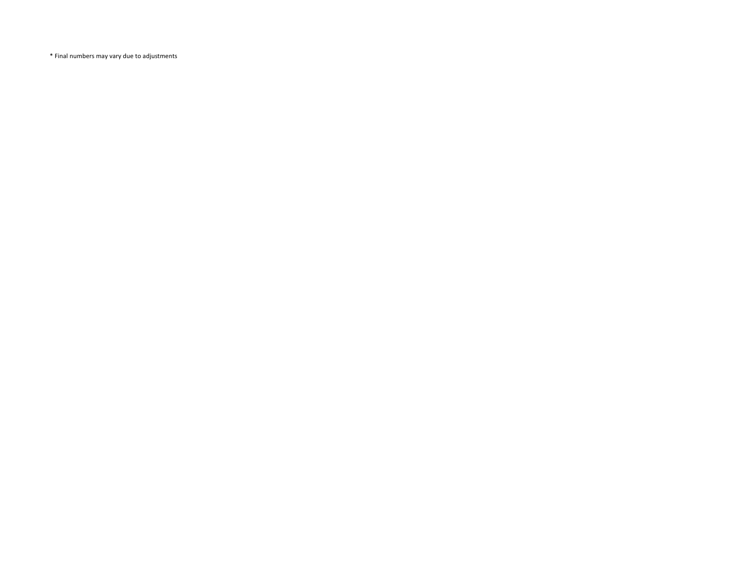* Final numbers may vary due to adjustments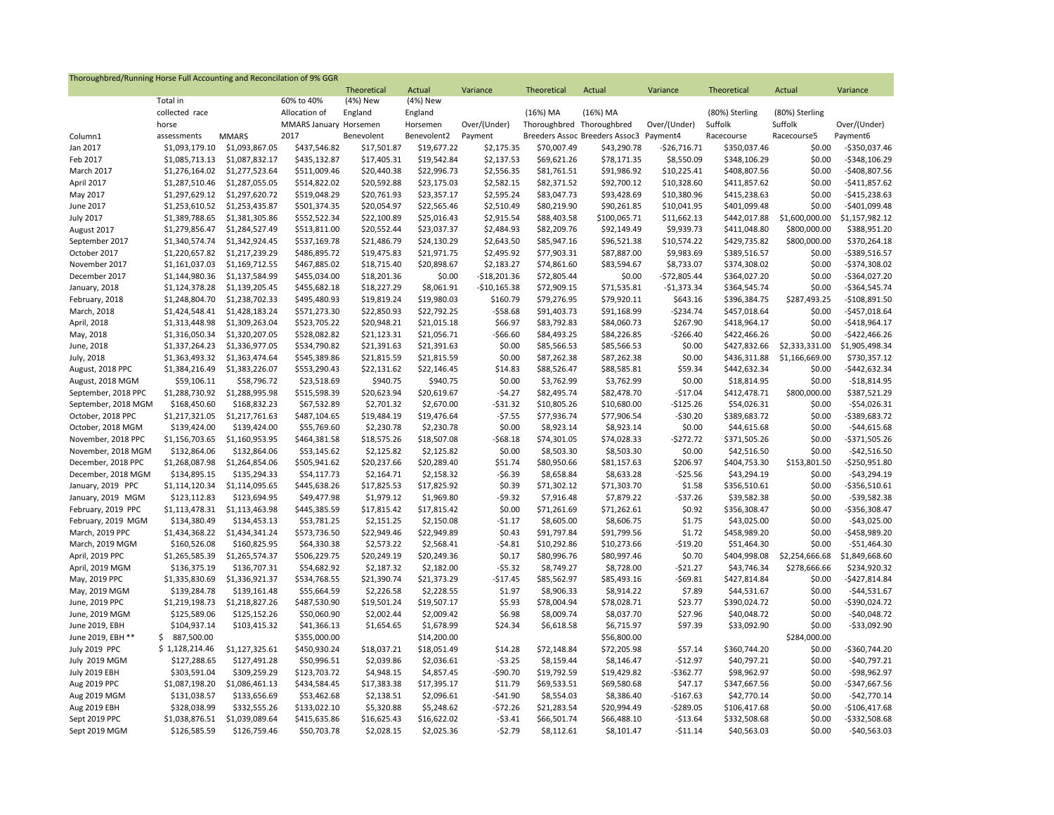| Thoroughbred/Running Horse Full Accounting and Reconcilation of 9% GGR | | | | | | | | | | | | |
|---|---|---|---|---|---|---|---|---|---|---|---|---|
| | | | | Theoretical | Actual | Variance | Theoretical | Actual | Variance | Theoretical | Actual | Variance |
| Column1 | Total in collected race horse assessments | MMARS | 60% to 40% Allocation of MMARS January 2017 | (4%) New England Horsemen Benevolent | (4%) New England Horsemen Benevolent2 | Over/(Under) Payment | (16%) MA Thoroughbred Breeders Assoc | (16%) MA Thoroughbred Breeders Assoc3 | Over/(Under) Payment4 | (80%) Sterling Suffolk Racecourse | (80%) Sterling Suffolk Racecourse5 | Over/(Under) Payment6 |
| Jan 2017 | $1,093,179.10 | $1,093,867.05 | $437,546.82 | $17,501.87 | $19,677.22 | $2,175.35 | $70,007.49 | $43,290.78 | -$26,716.71 | $350,037.46 | $0.00 | -$350,037.46 |
| Feb 2017 | $1,085,713.13 | $1,087,832.17 | $435,132.87 | $17,405.31 | $19,542.84 | $2,137.53 | $69,621.26 | $78,171.35 | $8,550.09 | $348,106.29 | $0.00 | -$348,106.29 |
| March 2017 | $1,276,164.02 | $1,277,523.64 | $511,009.46 | $20,440.38 | $22,996.73 | $2,556.35 | $81,761.51 | $91,986.92 | $10,225.41 | $408,807.56 | $0.00 | -$408,807.56 |
| April 2017 | $1,287,510.46 | $1,287,055.05 | $514,822.02 | $20,592.88 | $23,175.03 | $2,582.15 | $82,371.52 | $92,700.12 | $10,328.60 | $411,857.62 | $0.00 | -$411,857.62 |
| May 2017 | $1,297,629.12 | $1,297,620.72 | $519,048.29 | $20,761.93 | $23,357.17 | $2,595.24 | $83,047.73 | $93,428.69 | $10,380.96 | $415,238.63 | $0.00 | -$415,238.63 |
| June 2017 | $1,253,610.52 | $1,253,435.87 | $501,374.35 | $20,054.97 | $22,565.46 | $2,510.49 | $80,219.90 | $90,261.85 | $10,041.95 | $401,099.48 | $0.00 | -$401,099.48 |
| July 2017 | $1,389,788.65 | $1,381,305.86 | $552,522.34 | $22,100.89 | $25,016.43 | $2,915.54 | $88,403.58 | $100,065.71 | $11,662.13 | $442,017.88 | $1,600,000.00 | $1,157,982.12 |
| August 2017 | $1,279,856.47 | $1,284,527.49 | $513,811.00 | $20,552.44 | $23,037.37 | $2,484.93 | $82,209.76 | $92,149.49 | $9,939.73 | $411,048.80 | $800,000.00 | $388,951.20 |
| September 2017 | $1,340,574.74 | $1,342,924.45 | $537,169.78 | $21,486.79 | $24,130.29 | $2,643.50 | $85,947.16 | $96,521.38 | $10,574.22 | $429,735.82 | $800,000.00 | $370,264.18 |
| October 2017 | $1,220,657.82 | $1,217,239.29 | $486,895.72 | $19,475.83 | $21,971.75 | $2,495.92 | $77,903.31 | $87,887.00 | $9,983.69 | $389,516.57 | $0.00 | -$389,516.57 |
| November 2017 | $1,161,037.03 | $1,169,712.55 | $467,885.02 | $18,715.40 | $20,898.67 | $2,183.27 | $74,861.60 | $83,594.67 | $8,733.07 | $374,308.02 | $0.00 | -$374,308.02 |
| December 2017 | $1,144,980.36 | $1,137,584.99 | $455,034.00 | $18,201.36 | $0.00 | -$18,201.36 | $72,805.44 | $0.00 | -$72,805.44 | $364,027.20 | $0.00 | -$364,027.20 |
| January, 2018 | $1,124,378.28 | $1,139,205.45 | $455,682.18 | $18,227.29 | $8,061.91 | -$10,165.38 | $72,909.15 | $71,535.81 | -$1,373.34 | $364,545.74 | $0.00 | -$364,545.74 |
| February, 2018 | $1,248,804.70 | $1,238,702.33 | $495,480.93 | $19,819.24 | $19,980.03 | $160.79 | $79,276.95 | $79,920.11 | $643.16 | $396,384.75 | $287,493.25 | -$108,891.50 |
| March, 2018 | $1,424,548.41 | $1,428,183.24 | $571,273.30 | $22,850.93 | $22,792.25 | -$58.68 | $91,403.73 | $91,168.99 | -$234.74 | $457,018.64 | $0.00 | -$457,018.64 |
| April, 2018 | $1,313,448.98 | $1,309,263.04 | $523,705.22 | $20,948.21 | $21,015.18 | $66.97 | $83,792.83 | $84,060.73 | $267.90 | $418,964.17 | $0.00 | -$418,964.17 |
| May, 2018 | $1,316,050.34 | $1,320,207.05 | $528,082.82 | $21,123.31 | $21,056.71 | -$66.60 | $84,493.25 | $84,226.85 | -$266.40 | $422,466.26 | $0.00 | -$422,466.26 |
| June, 2018 | $1,337,264.23 | $1,336,977.05 | $534,790.82 | $21,391.63 | $21,391.63 | $0.00 | $85,566.53 | $85,566.53 | $0.00 | $427,832.66 | $2,333,331.00 | $1,905,498.34 |
| July, 2018 | $1,363,493.32 | $1,363,474.64 | $545,389.86 | $21,815.59 | $21,815.59 | $0.00 | $87,262.38 | $87,262.38 | $0.00 | $436,311.88 | $1,166,669.00 | $730,357.12 |
| August, 2018 PPC | $1,384,216.49 | $1,383,226.07 | $553,290.43 | $22,131.62 | $22,146.45 | $14.83 | $88,526.47 | $88,585.81 | $59.34 | $442,632.34 | $0.00 | -$442,632.34 |
| August, 2018 MGM | $59,106.11 | $58,796.72 | $23,518.69 | $940.75 | $940.75 | $0.00 | $3,762.99 | $3,762.99 | $0.00 | $18,814.95 | $0.00 | -$18,814.95 |
| September, 2018 PPC | $1,288,730.92 | $1,288,995.98 | $515,598.39 | $20,623.94 | $20,619.67 | -$4.27 | $82,495.74 | $82,478.70 | -$17.04 | $412,478.71 | $800,000.00 | $387,521.29 |
| September, 2018 MGM | $168,450.60 | $168,832.23 | $67,532.89 | $2,701.32 | $2,670.00 | -$31.32 | $10,805.26 | $10,680.00 | -$125.26 | $54,026.31 | $0.00 | -$54,026.31 |
| October, 2018 PPC | $1,217,321.05 | $1,217,761.63 | $487,104.65 | $19,484.19 | $19,476.64 | -$7.55 | $77,936.74 | $77,906.54 | -$30.20 | $389,683.72 | $0.00 | -$389,683.72 |
| October, 2018 MGM | $139,424.00 | $139,424.00 | $55,769.60 | $2,230.78 | $2,230.78 | $0.00 | $8,923.14 | $8,923.14 | $0.00 | $44,615.68 | $0.00 | -$44,615.68 |
| November, 2018 PPC | $1,156,703.65 | $1,160,953.95 | $464,381.58 | $18,575.26 | $18,507.08 | -$68.18 | $74,301.05 | $74,028.33 | -$272.72 | $371,505.26 | $0.00 | -$371,505.26 |
| November, 2018 MGM | $132,864.06 | $132,864.06 | $53,145.62 | $2,125.82 | $2,125.82 | $0.00 | $8,503.30 | $8,503.30 | $0.00 | $42,516.50 | $0.00 | -$42,516.50 |
| December, 2018 PPC | $1,268,087.98 | $1,264,854.06 | $505,941.62 | $20,237.66 | $20,289.40 | $51.74 | $80,950.66 | $81,157.63 | $206.97 | $404,753.30 | $153,801.50 | -$250,951.80 |
| December, 2018 MGM | $134,895.15 | $135,294.33 | $54,117.73 | $2,164.71 | $2,158.32 | -$6.39 | $8,658.84 | $8,633.28 | -$25.56 | $43,294.19 | $0.00 | -$43,294.19 |
| January, 2019 PPC | $1,114,120.34 | $1,114,095.65 | $445,638.26 | $17,825.53 | $17,825.92 | $0.39 | $71,302.12 | $71,303.70 | $1.58 | $356,510.61 | $0.00 | -$356,510.61 |
| January, 2019 MGM | $123,112.83 | $123,694.95 | $49,477.98 | $1,979.12 | $1,969.80 | -$9.32 | $7,916.48 | $7,879.22 | -$37.26 | $39,582.38 | $0.00 | -$39,582.38 |
| February, 2019 PPC | $1,113,478.31 | $1,113,463.98 | $445,385.59 | $17,815.42 | $17,815.42 | $0.00 | $71,261.69 | $71,262.61 | $0.92 | $356,308.47 | $0.00 | -$356,308.47 |
| February, 2019 MGM | $134,380.49 | $134,453.13 | $53,781.25 | $2,151.25 | $2,150.08 | -$1.17 | $8,605.00 | $8,606.75 | $1.75 | $43,025.00 | $0.00 | -$43,025.00 |
| March, 2019 PPC | $1,434,368.22 | $1,434,341.24 | $573,736.50 | $22,949.46 | $22,949.89 | $0.43 | $91,797.84 | $91,799.56 | $1.72 | $458,989.20 | $0.00 | -$458,989.20 |
| March, 2019 MGM | $160,526.08 | $160,825.95 | $64,330.38 | $2,573.22 | $2,568.41 | -$4.81 | $10,292.86 | $10,273.66 | -$19.20 | $51,464.30 | $0.00 | -$51,464.30 |
| April, 2019 PPC | $1,265,585.39 | $1,265,574.37 | $506,229.75 | $20,249.19 | $20,249.36 | $0.17 | $80,996.76 | $80,997.46 | $0.70 | $404,998.08 | $2,254,666.68 | $1,849,668.60 |
| April, 2019 MGM | $136,375.19 | $136,707.31 | $54,682.92 | $2,187.32 | $2,182.00 | -$5.32 | $8,749.27 | $8,728.00 | -$21.27 | $43,746.34 | $278,666.66 | $234,920.32 |
| May, 2019 PPC | $1,335,830.69 | $1,336,921.37 | $534,768.55 | $21,390.74 | $21,373.29 | -$17.45 | $85,562.97 | $85,493.16 | -$69.81 | $427,814.84 | $0.00 | -$427,814.84 |
| May, 2019 MGM | $139,284.78 | $139,161.48 | $55,664.59 | $2,226.58 | $2,228.55 | $1.97 | $8,906.33 | $8,914.22 | $7.89 | $44,531.67 | $0.00 | -$44,531.67 |
| June, 2019 PPC | $1,219,198.73 | $1,218,827.26 | $487,530.90 | $19,501.24 | $19,507.17 | $5.93 | $78,004.94 | $78,028.71 | $23.77 | $390,024.72 | $0.00 | -$390,024.72 |
| June, 2019 MGM | $125,589.06 | $125,152.26 | $50,060.90 | $2,002.44 | $2,009.42 | $6.98 | $8,009.74 | $8,037.70 | $27.96 | $40,048.72 | $0.00 | -$40,048.72 |
| June 2019, EBH | $104,937.14 | $103,415.32 | $41,366.13 | $1,654.65 | $1,678.99 | $24.34 | $6,618.58 | $6,715.97 | $97.39 | $33,092.90 | $0.00 | -$33,092.90 |
| June 2019, EBH ** | $ 887,500.00 | | $355,000.00 | | $14,200.00 | | | $56,800.00 | | | $284,000.00 | |
| July 2019 PPC | $ 1,128,214.46 | $1,127,325.61 | $450,930.24 | $18,037.21 | $18,051.49 | $14.28 | $72,148.84 | $72,205.98 | $57.14 | $360,744.20 | $0.00 | -$360,744.20 |
| July 2019 MGM | $127,288.65 | $127,491.28 | $50,996.51 | $2,039.86 | $2,036.61 | -$3.25 | $8,159.44 | $8,146.47 | -$12.97 | $40,797.21 | $0.00 | -$40,797.21 |
| July 2019 EBH | $303,591.04 | $309,259.29 | $123,703.72 | $4,948.15 | $4,857.45 | -$90.70 | $19,792.59 | $19,429.82 | -$362.77 | $98,962.97 | $0.00 | -$98,962.97 |
| Aug 2019 PPC | $1,087,198.20 | $1,086,461.13 | $434,584.45 | $17,383.38 | $17,395.17 | $11.79 | $69,533.51 | $69,580.68 | $47.17 | $347,667.56 | $0.00 | -$347,667.56 |
| Aug 2019 MGM | $131,038.57 | $133,656.69 | $53,462.68 | $2,138.51 | $2,096.61 | -$41.90 | $8,554.03 | $8,386.40 | -$167.63 | $42,770.14 | $0.00 | -$42,770.14 |
| Aug 2019 EBH | $328,038.99 | $332,555.26 | $133,022.10 | $5,320.88 | $5,248.62 | -$72.26 | $21,283.54 | $20,994.49 | -$289.05 | $106,417.68 | $0.00 | -$106,417.68 |
| Sept 2019 PPC | $1,038,876.51 | $1,039,089.64 | $415,635.86 | $16,625.43 | $16,622.02 | -$3.41 | $66,501.74 | $66,488.10 | -$13.64 | $332,508.68 | $0.00 | -$332,508.68 |
| Sept 2019 MGM | $126,585.59 | $126,759.46 | $50,703.78 | $2,028.15 | $2,025.36 | -$2.79 | $8,112.61 | $8,101.47 | -$11.14 | $40,563.03 | $0.00 | -$40,563.03 |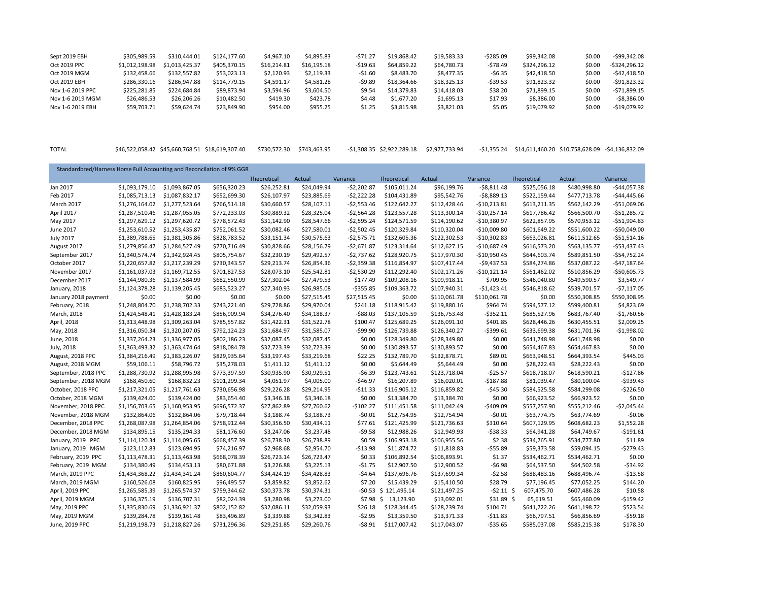| | | | | | | | | | | | | |
|---|---|---|---|---|---|---|---|---|---|---|---|---|
| Sept 2019 EBH | $305,989.59 | $310,444.01 | $124,177.60 | $4,967.10 | $4,895.83 | -$71.27 | $19,868.42 | $19,583.33 | -$285.09 | $99,342.08 | $0.00 | -$99,342.08 |
| Oct 2019 PPC | $1,012,198.98 | $1,013,425.37 | $405,370.15 | $16,214.81 | $16,195.18 | -$19.63 | $64,859.22 | $64,780.73 | -$78.49 | $324,296.12 | $0.00 | -$324,296.12 |
| Oct 2019 MGM | $132,458.66 | $132,557.82 | $53,023.13 | $2,120.93 | $2,119.33 | -$1.60 | $8,483.70 | $8,477.35 | -$6.35 | $42,418.50 | $0.00 | -$42,418.50 |
| Oct 2019 EBH | $286,330.16 | $286,947.88 | $114,779.15 | $4,591.17 | $4,581.28 | -$9.89 | $18,364.66 | $18,325.13 | -$39.53 | $91,823.32 | $0.00 | -$91,823.32 |
| Nov 1-6 2019 PPC | $225,281.85 | $224,684.84 | $89,873.94 | $3,594.96 | $3,604.50 | $9.54 | $14,379.83 | $14,418.03 | $38.20 | $71,899.15 | $0.00 | -$71,899.15 |
| Nov 1-6 2019 MGM | $26,486.53 | $26,206.26 | $10,482.50 | $419.30 | $423.78 | $4.48 | $1,677.20 | $1,695.13 | $17.93 | $8,386.00 | $0.00 | -$8,386.00 |
| Nov 1-6 2019 EBH | $59,703.71 | $59,624.74 | $23,849.90 | $954.00 | $955.25 | $1.25 | $3,815.98 | $3,821.03 | $5.05 | $19,079.92 | $0.00 | -$19,079.92 |
| | | | | | | | | | | | | |
| TOTAL | $46,522,058.42 | $45,660,768.51 | $18,619,307.40 | $730,572.30 | $743,463.95 | -$1,308.35 | $2,922,289.18 | $2,977,733.94 | -$1,355.24 | $14,611,460.20 | $10,758,628.09 | -$4,136,832.09 |

**Standardbred/Harness Horse Full Accounting and Reconcilation of 9% GGR**

| | | | | Theoretical | Actual | Variance | Theoretical | Actual | Variance | Theoretical | Actual | Variance |
|---|---|---|---|---|---|---|---|---|---|---|---|---|
| Jan 2017 | $1,093,179.10 | $1,093,867.05 | $656,320.23 | $26,252.81 | $24,049.94 | -$2,202.87 | $105,011.24 | $96,199.76 | -$8,811.48 | $525,056.18 | $480,998.80 | -$44,057.38 |
| Feb 2017 | $1,085,713.13 | $1,087,832.17 | $652,699.30 | $26,107.97 | $23,885.69 | -$2,222.28 | $104,431.89 | $95,542.76 | -$8,889.13 | $522,159.44 | $477,713.78 | -$44,445.66 |
| March 2017 | $1,276,164.02 | $1,277,523.64 | $766,514.18 | $30,660.57 | $28,107.11 | -$2,553.46 | $122,642.27 | $112,428.46 | -$10,213.81 | $613,211.35 | $562,142.29 | -$51,069.06 |
| April 2017 | $1,287,510.46 | $1,287,055.05 | $772,233.03 | $30,889.32 | $28,325.04 | -$2,564.28 | $123,557.28 | $113,300.14 | -$10,257.14 | $617,786.42 | $566,500.70 | -$51,285.72 |
| May 2017 | $1,297,629.12 | $1,297,620.72 | $778,572.43 | $31,142.90 | $28,547.66 | -$2,595.24 | $124,571.59 | $114,190.62 | -$10,380.97 | $622,857.95 | $570,953.12 | -$51,904.83 |
| June 2017 | $1,253,610.52 | $1,253,435.87 | $752,061.52 | $30,082.46 | $27,580.01 | -$2,502.45 | $120,329.84 | $110,320.04 | -$10,009.80 | $601,649.22 | $551,600.22 | -$50,049.00 |
| July 2017 | $1,389,788.65 | $1,381,305.86 | $828,783.52 | $33,151.34 | $30,575.63 | -$2,575.71 | $132,605.36 | $122,302.53 | -$10,302.83 | $663,026.81 | $611,512.65 | -$51,514.16 |
| August 2017 | $1,279,856.47 | $1,284,527.49 | $770,716.49 | $30,828.66 | $28,156.79 | -$2,671.87 | $123,314.64 | $112,627.15 | -$10,687.49 | $616,573.20 | $563,135.77 | -$53,437.43 |
| September 2017 | $1,340,574.74 | $1,342,924.45 | $805,754.67 | $32,230.19 | $29,492.57 | -$2,737.62 | $128,920.75 | $117,970.30 | -$10,950.45 | $644,603.74 | $589,851.50 | -$54,752.24 |
| October 2017 | $1,220,657.82 | $1,217,239.29 | $730,343.57 | $29,213.74 | $26,854.36 | -$2,359.38 | $116,854.97 | $107,417.44 | -$9,437.53 | $584,274.86 | $537,087.22 | -$47,187.64 |
| November 2017 | $1,161,037.03 | $1,169,712.55 | $701,827.53 | $28,073.10 | $25,542.81 | -$2,530.29 | $112,292.40 | $102,171.26 | -$10,121.14 | $561,462.02 | $510,856.29 | -$50,605.73 |
| December 2017 | $1,144,980.36 | $1,137,584.99 | $682,550.99 | $27,302.04 | $27,479.53 | $177.49 | $109,208.16 | $109,918.11 | $709.95 | $546,040.80 | $549,590.57 | $3,549.77 |
| January, 2018 | $1,124,378.28 | $1,139,205.45 | $683,523.27 | $27,340.93 | $26,985.08 | -$355.85 | $109,363.72 | $107,940.31 | -$1,423.41 | $546,818.62 | $539,701.57 | -$7,117.05 |
| January 2018 payment | $0.00 | $0.00 | $0.00 | $0.00 | $27,515.45 | $27,515.45 | $0.00 | $110,061.78 | $110,061.78 | $0.00 | $550,308.85 | $550,308.95 |
| February, 2018 | $1,248,804.70 | $1,238,702.33 | $743,221.40 | $29,728.86 | $29,970.04 | $241.18 | $118,915.42 | $119,880.16 | $964.74 | $594,577.12 | $599,400.81 | $4,823.69 |
| March, 2018 | $1,424,548.41 | $1,428,183.24 | $856,909.94 | $34,276.40 | $34,188.37 | -$88.03 | $137,105.59 | $136,753.48 | -$352.11 | $685,527.96 | $683,767.40 | -$1,760.56 |
| April, 2018 | $1,313,448.98 | $1,309,263.04 | $785,557.82 | $31,422.31 | $31,522.78 | $100.47 | $125,689.25 | $126,091.10 | $401.85 | $628,446.26 | $630,455.51 | $2,009.25 |
| May, 2018 | $1,316,050.34 | $1,320,207.05 | $792,124.23 | $31,684.97 | $31,585.07 | -$99.90 | $126,739.88 | $126,340.27 | -$399.61 | $633,699.38 | $631,701.36 | -$1,998.02 |
| June, 2018 | $1,337,264.23 | $1,336,977.05 | $802,186.23 | $32,087.45 | $32,087.45 | $0.00 | $128,349.80 | $128,349.80 | $0.00 | $641,748.98 | $641,748.98 | $0.00 |
| July, 2018 | $1,363,493.32 | $1,363,474.64 | $818,084.78 | $32,723.39 | $32,723.39 | $0.00 | $130,893.57 | $130,893.57 | $0.00 | $654,467.83 | $654,467.83 | $0.00 |
| August, 2018 PPC | $1,384,216.49 | $1,383,226.07 | $829,935.64 | $33,197.43 | $33,219.68 | $22.25 | $132,789.70 | $132,878.71 | $89.01 | $663,948.51 | $664,393.54 | $445.03 |
| August, 2018 MGM | $59,106.11 | $58,796.72 | $35,278.03 | $1,411.12 | $1,411.12 | $0.00 | $5,644.49 | $5,644.49 | $0.00 | $28,222.43 | $28,222.43 | $0.00 |
| September, 2018 PPC | $1,288,730.92 | $1,288,995.98 | $773,397.59 | $30,935.90 | $30,929.51 | -$6.39 | $123,743.61 | $123,718.04 | -$25.57 | $618,718.07 | $618,590.21 | -$127.86 |
| September, 2018 MGM | $168,450.60 | $168,832.23 | $101,299.34 | $4,051.97 | $4,005.00 | -$46.97 | $16,207.89 | $16,020.01 | -$187.88 | $81,039.47 | $80,100.04 | -$939.43 |
| October, 2018 PPC | $1,217,321.05 | $1,217,761.63 | $730,656.98 | $29,226.28 | $29,214.95 | -$11.33 | $116,905.12 | $116,859.82 | -$45.30 | $584,525.58 | $584,299.08 | -$226.50 |
| October, 2018 MGM | $139,424.00 | $139,424.00 | $83,654.40 | $3,346.18 | $3,346.18 | $0.00 | $13,384.70 | $13,384.70 | $0.00 | $66,923.52 | $66,923.52 | $0.00 |
| November, 2018 PPC | $1,156,703.65 | $1,160,953.95 | $696,572.37 | $27,862.89 | $27,760.62 | -$102.27 | $111,451.58 | $111,042.49 | -$409.09 | $557,257.90 | $555,212.46 | -$2,045.44 |
| November, 2018 MGM | $132,864.06 | $132,864.06 | $79,718.44 | $3,188.74 | $3,188.73 | -$0.01 | $12,754.95 | $12,754.94 | -$0.01 | $63,774.75 | $63,774.69 | -$0.06 |
| December, 2018 PPC | $1,268,087.98 | $1,264,854.06 | $758,912.44 | $30,356.50 | $30,434.11 | $77.61 | $121,425.99 | $121,736.63 | $310.64 | $607,129.95 | $608,682.23 | $1,552.28 |
| December, 2018 MGM | $134,895.15 | $135,294.33 | $81,176.60 | $3,247.06 | $3,237.48 | -$9.58 | $12,988.26 | $12,949.93 | -$38.33 | $64,941.28 | $64,749.67 | -$191.61 |
| January, 2019 PPC | $1,114,120.34 | $1,114,095.65 | $668,457.39 | $26,738.30 | $26,738.89 | $0.59 | $106,953.18 | $106,955.56 | $2.38 | $534,765.91 | $534,777.80 | $11.89 |
| January, 2019 MGM | $123,112.83 | $123,694.95 | $74,216.97 | $2,968.68 | $2,954.70 | -$13.98 | $11,874.72 | $11,818.83 | -$55.89 | $59,373.58 | $59,094.15 | -$279.43 |
| February, 2019 PPC | $1,113,478.31 | $1,113,463.98 | $668,078.39 | $26,723.14 | $26,723.47 | $0.33 | $106,892.54 | $106,893.91 | $1.37 | $534,462.71 | $534,462.71 | $0.00 |
| February, 2019 MGM | $134,380.49 | $134,453.13 | $80,671.88 | $3,226.88 | $3,225.13 | -$1.75 | $12,907.50 | $12,900.52 | -$6.98 | $64,537.50 | $64,502.58 | -$34.92 |
| March, 2019 PPC | $1,434,368.22 | $1,434,341.24 | $860,604.77 | $34,424.19 | $34,428.83 | -$4.64 | $137,696.76 | $137,699.34 | -$2.58 | $688,483.16 | $688,496.74 | -$13.58 |
| March, 2019 MGM | $160,526.08 | $160,825.95 | $96,495.57 | $3,859.82 | $3,852.62 | $7.20 | $15,439.29 | $15,410.50 | $28.79 | $77,196.45 | $77,052.25 | $144.20 |
| April, 2019 PPC | $1,265,585.39 | $1,265,574.37 | $759,344.62 | $30,373.78 | $30,374.31 | -$0.53 | $121,495.14 | $121,497.25 | -$2.11 | $607,475.70 | $607,486.28 | $10.58 |
| April, 2019 MGM | $136,375.19 | $136,707.31 | $82,024.39 | $3,280.98 | $3,273.00 | $7.98 | $13,123.90 | $13,092.01 | $31.89 | $65,619.51 | $65,460.09 | -$159.42 |
| May, 2019 PPC | $1,335,830.69 | $1,336,921.37 | $802,152.82 | $32,086.11 | $32,059.93 | $26.18 | $128,344.45 | $128,239.74 | $104.71 | $641,722.26 | $641,198.72 | $523.54 |
| May, 2019 MGM | $139,284.78 | $139,161.48 | $83,496.89 | $3,339.88 | $3,342.83 | -$2.95 | $13,359.50 | $13,371.33 | -$11.83 | $66,797.51 | $66,856.69 | -$59.18 |
| June, 2019 PPC | $1,219,198.73 | $1,218,827.26 | $731,296.36 | $29,251.85 | $29,260.76 | -$8.91 | $117,007.42 | $117,043.07 | -$35.65 | $585,037.08 | $585,215.38 | $178.30 |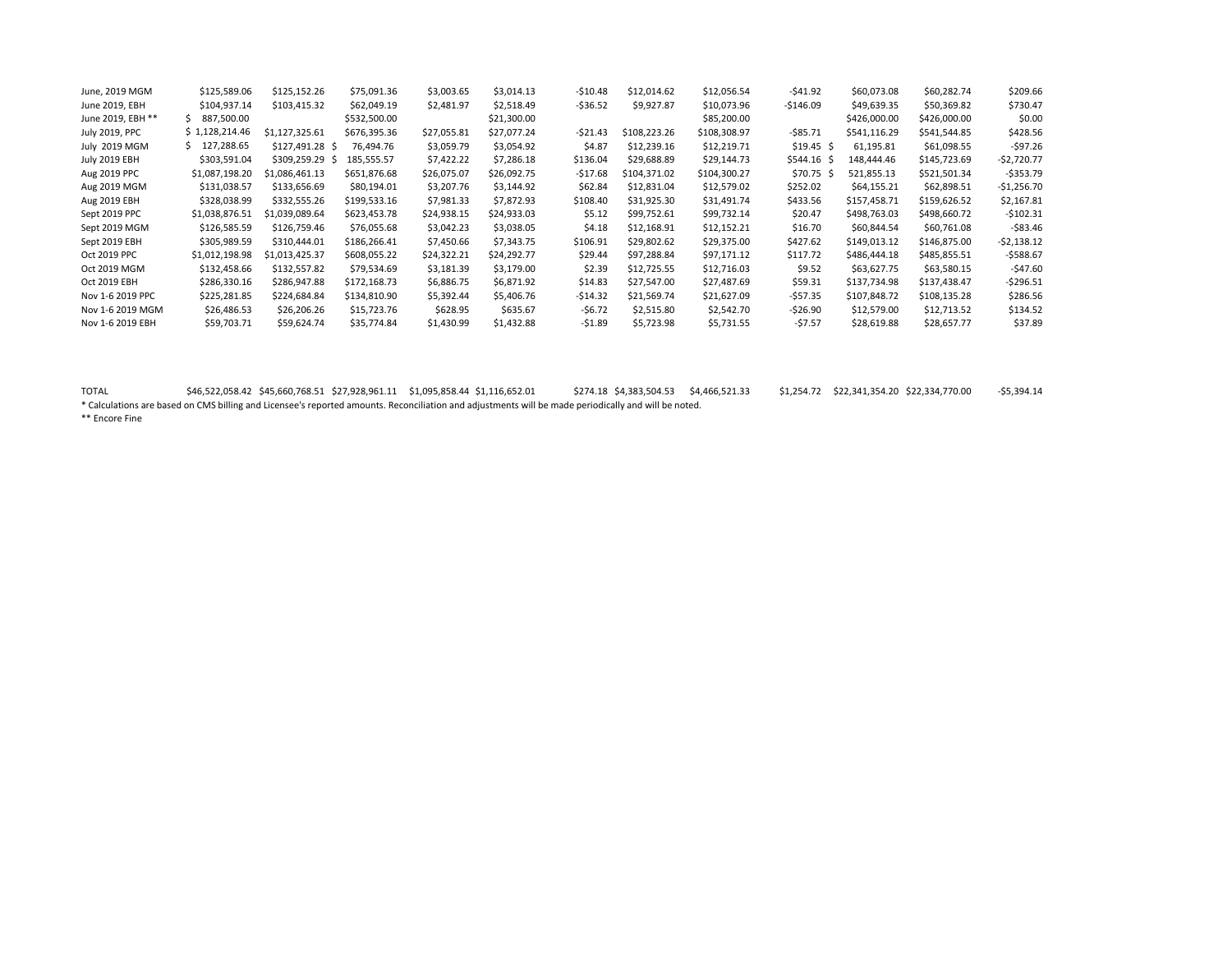| | | | | | | | | | | | | |
|---|---|---|---|---|---|---|---|---|---|---|---|---|
| June, 2019 MGM | $125,589.06 | $125,152.26 | $75,091.36 | $3,003.65 | $3,014.13 | -$10.48 | $12,014.62 | $12,056.54 | -$41.92 | $60,073.08 | $60,282.74 | $209.66 |
| June 2019, EBH | $104,937.14 | $103,415.32 | $62,049.19 | $2,481.97 | $2,518.49 | -$36.52 | $9,927.87 | $10,073.96 | -$146.09 | $49,639.35 | $50,369.82 | $730.47 |
| June 2019, EBH ** | $ 887,500.00 | | $532,500.00 | | $21,300.00 | | | $85,200.00 | | $426,000.00 | $426,000.00 | $0.00 |
| July 2019, PPC | $ 1,128,214.46 | $1,127,325.61 | $676,395.36 | $27,055.81 | $27,077.24 | -$21.43 | $108,223.26 | $108,308.97 | -$85.71 | $541,116.29 | $541,544.85 | $428.56 |
| July 2019 MGM | $ 127,288.65 | $127,491.28 | $ 76,494.76 | $3,059.79 | $3,054.92 | $4.87 | $12,239.16 | $12,219.71 | $19.45 | $ 61,195.81 | $61,098.55 | -$97.26 |
| July 2019 EBH | $303,591.04 | $309,259.29 | $ 185,555.57 | $7,422.22 | $7,286.18 | $136.04 | $29,688.89 | $29,144.73 | $544.16 | $ 148,444.46 | $145,723.69 | -$2,720.77 |
| Aug 2019 PPC | $1,087,198.20 | $1,086,461.13 | $651,876.68 | $26,075.07 | $26,092.75 | -$17.68 | $104,371.02 | $104,300.27 | $70.75 | $ 521,855.13 | $521,501.34 | -$353.79 |
| Aug 2019 MGM | $131,038.57 | $133,656.69 | $80,194.01 | $3,207.76 | $3,144.92 | $62.84 | $12,831.04 | $12,579.02 | $252.02 | $64,155.21 | $62,898.51 | -$1,256.70 |
| Aug 2019 EBH | $328,038.99 | $332,555.26 | $199,533.16 | $7,981.33 | $7,872.93 | $108.40 | $31,925.30 | $31,491.74 | $433.56 | $157,458.71 | $159,626.52 | $2,167.81 |
| Sept 2019 PPC | $1,038,876.51 | $1,039,089.64 | $623,453.78 | $24,938.15 | $24,933.03 | $5.12 | $99,752.61 | $99,732.14 | $20.47 | $498,763.03 | $498,660.72 | -$102.31 |
| Sept 2019 MGM | $126,585.59 | $126,759.46 | $76,055.68 | $3,042.23 | $3,038.05 | $4.18 | $12,168.91 | $12,152.21 | $16.70 | $60,844.54 | $60,761.08 | -$83.46 |
| Sept 2019 EBH | $305,989.59 | $310,444.01 | $186,266.41 | $7,450.66 | $7,343.75 | $106.91 | $29,802.62 | $29,375.00 | $427.62 | $149,013.12 | $146,875.00 | -$2,138.12 |
| Oct 2019 PPC | $1,012,198.98 | $1,013,425.37 | $608,055.22 | $24,322.21 | $24,292.77 | $29.44 | $97,288.84 | $97,171.12 | $117.72 | $486,444.18 | $485,855.51 | -$588.67 |
| Oct 2019 MGM | $132,458.66 | $132,557.82 | $79,534.69 | $3,181.39 | $3,179.00 | $2.39 | $12,725.55 | $12,716.03 | $9.52 | $63,627.75 | $63,580.15 | -$47.60 |
| Oct 2019 EBH | $286,330.16 | $286,947.88 | $172,168.73 | $6,886.75 | $6,871.92 | $14.83 | $27,547.00 | $27,487.69 | $59.31 | $137,734.98 | $137,438.47 | -$296.51 |
| Nov 1-6 2019 PPC | $225,281.85 | $224,684.84 | $134,810.90 | $5,392.44 | $5,406.76 | -$14.32 | $21,569.74 | $21,627.09 | -$57.35 | $107,848.72 | $108,135.28 | $286.56 |
| Nov 1-6 2019 MGM | $26,486.53 | $26,206.26 | $15,723.76 | $628.95 | $635.67 | -$6.72 | $2,515.80 | $2,542.70 | -$26.90 | $12,579.00 | $12,713.52 | $134.52 |
| Nov 1-6 2019 EBH | $59,703.71 | $59,624.74 | $35,774.84 | $1,430.99 | $1,432.88 | -$1.89 | $5,723.98 | $5,731.55 | -$7.57 | $28,619.88 | $28,657.77 | $37.89 |
| | | | | | | | | | | | | |
| TOTAL | $46,522,058.42 | $45,660,768.51 | $27,928,961.11 | $1,095,858.44 | $1,116,652.01 | $274.18 | $4,383,504.53 | $4,466,521.33 | $1,254.72 | $22,341,354.20 | $22,334,770.00 | -$5,394.14 |

* Calculations are based on CMS billing and Licensee's reported amounts. Reconciliation and adjustments will be made periodically and will be noted.

** Encore Fine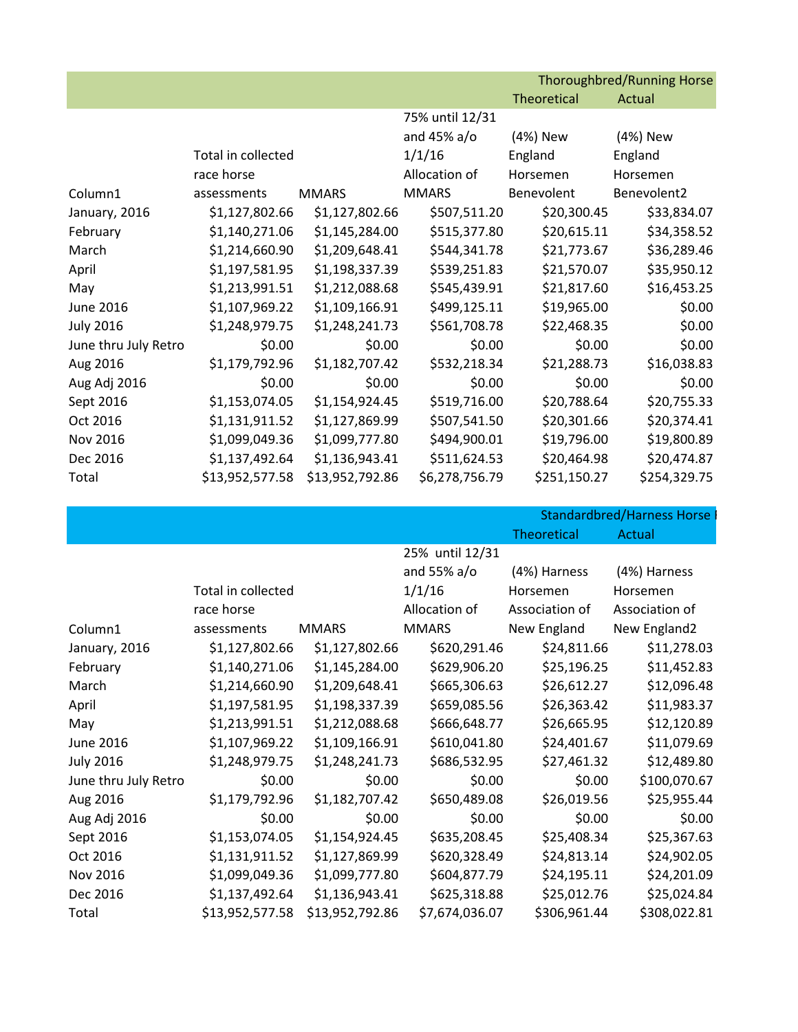| | | | | Thoroughbred/Running Horse | |
|---|---|---|---|---|---|
| | | | | Theoretical | Actual |
| Column1 | Total in collected race horse assessments | MMARS | 75% until 12/31 and 45% a/o 1/1/16 Allocation of MMARS | (4%) New England Horsemen Benevolent | (4%) New England Horsemen Benevolent2 |
| January, 2016 | $1,127,802.66 | $1,127,802.66 | $507,511.20 | $20,300.45 | $33,834.07 |
| February | $1,140,271.06 | $1,145,284.00 | $515,377.80 | $20,615.11 | $34,358.52 |
| March | $1,214,660.90 | $1,209,648.41 | $544,341.78 | $21,773.67 | $36,289.46 |
| April | $1,197,581.95 | $1,198,337.39 | $539,251.83 | $21,570.07 | $35,950.12 |
| May | $1,213,991.51 | $1,212,088.68 | $545,439.91 | $21,817.60 | $16,453.25 |
| June 2016 | $1,107,969.22 | $1,109,166.91 | $499,125.11 | $19,965.00 | $0.00 |
| July 2016 | $1,248,979.75 | $1,248,241.73 | $561,708.78 | $22,468.35 | $0.00 |
| June thru July Retro | $0.00 | $0.00 | $0.00 | $0.00 | $0.00 |
| Aug 2016 | $1,179,792.96 | $1,182,707.42 | $532,218.34 | $21,288.73 | $16,038.83 |
| Aug Adj 2016 | $0.00 | $0.00 | $0.00 | $0.00 | $0.00 |
| Sept 2016 | $1,153,074.05 | $1,154,924.45 | $519,716.00 | $20,788.64 | $20,755.33 |
| Oct 2016 | $1,131,911.52 | $1,127,869.99 | $507,541.50 | $20,301.66 | $20,374.41 |
| Nov 2016 | $1,099,049.36 | $1,099,777.80 | $494,900.01 | $19,796.00 | $19,800.89 |
| Dec 2016 | $1,137,492.64 | $1,136,943.41 | $511,624.53 | $20,464.98 | $20,474.87 |
| Total | $13,952,577.58 | $13,952,792.86 | $6,278,756.79 | $251,150.27 | $254,329.75 |

| | | | | Standardbred/Harness Horse | |
|---|---|---|---|---|---|
| | | | | Theoretical | Actual |
| Column1 | Total in collected race horse assessments | MMARS | 25% until 12/31 and 55% a/o 1/1/16 Allocation of MMARS | (4%) Harness Horsemen Association of New England | (4%) Harness Horsemen Association of New England2 |
| January, 2016 | $1,127,802.66 | $1,127,802.66 | $620,291.46 | $24,811.66 | $11,278.03 |
| February | $1,140,271.06 | $1,145,284.00 | $629,906.20 | $25,196.25 | $11,452.83 |
| March | $1,214,660.90 | $1,209,648.41 | $665,306.63 | $26,612.27 | $12,096.48 |
| April | $1,197,581.95 | $1,198,337.39 | $659,085.56 | $26,363.42 | $11,983.37 |
| May | $1,213,991.51 | $1,212,088.68 | $666,648.77 | $26,665.95 | $12,120.89 |
| June 2016 | $1,107,969.22 | $1,109,166.91 | $610,041.80 | $24,401.67 | $11,079.69 |
| July 2016 | $1,248,979.75 | $1,248,241.73 | $686,532.95 | $27,461.32 | $12,489.80 |
| June thru July Retro | $0.00 | $0.00 | $0.00 | $0.00 | $100,070.67 |
| Aug 2016 | $1,179,792.96 | $1,182,707.42 | $650,489.08 | $26,019.56 | $25,955.44 |
| Aug Adj 2016 | $0.00 | $0.00 | $0.00 | $0.00 | $0.00 |
| Sept 2016 | $1,153,074.05 | $1,154,924.45 | $635,208.45 | $25,408.34 | $25,367.63 |
| Oct 2016 | $1,131,911.52 | $1,127,869.99 | $620,328.49 | $24,813.14 | $24,902.05 |
| Nov 2016 | $1,099,049.36 | $1,099,777.80 | $604,877.79 | $24,195.11 | $24,201.09 |
| Dec 2016 | $1,137,492.64 | $1,136,943.41 | $625,318.88 | $25,012.76 | $25,024.84 |
| Total | $13,952,577.58 | $13,952,792.86 | $7,674,036.07 | $306,961.44 | $308,022.81 |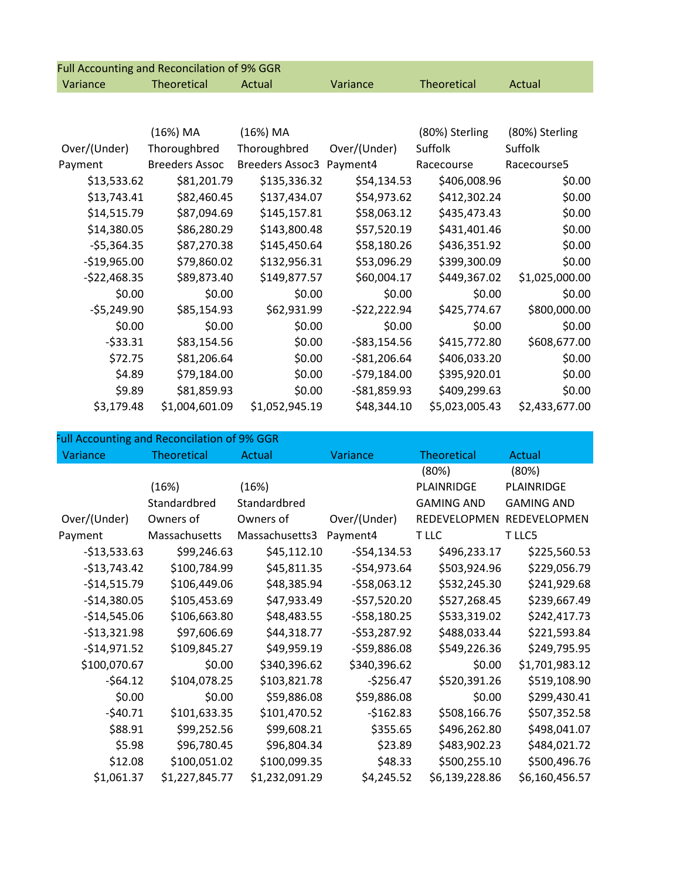| Full Accounting and Reconcilation of 9% GGR | | | | | |
|---|---|---|---|---|---|
| Variance | Theoretical | Actual | Variance | Theoretical | Actual |
| Over/(Under) Payment | (16%) MA Thoroughbred Breeders Assoc | (16%) MA Thoroughbred Breeders Assoc3 | Over/(Under) Payment4 | (80%) Sterling Suffolk Racecourse | (80%) Sterling Suffolk Racecourse5 |
| $13,533.62 | $81,201.79 | $135,336.32 | $54,134.53 | $406,008.96 | $0.00 |
| $13,743.41 | $82,460.45 | $137,434.07 | $54,973.62 | $412,302.24 | $0.00 |
| $14,515.79 | $87,094.69 | $145,157.81 | $58,063.12 | $435,473.43 | $0.00 |
| $14,380.05 | $86,280.29 | $143,800.48 | $57,520.19 | $431,401.46 | $0.00 |
| -$5,364.35 | $87,270.38 | $145,450.64 | $58,180.26 | $436,351.92 | $0.00 |
| -$19,965.00 | $79,860.02 | $132,956.31 | $53,096.29 | $399,300.09 | $0.00 |
| -$22,468.35 | $89,873.40 | $149,877.57 | $60,004.17 | $449,367.02 | $1,025,000.00 |
| $0.00 | $0.00 | $0.00 | $0.00 | $0.00 | $0.00 |
| -$5,249.90 | $85,154.93 | $62,931.99 | -$22,222.94 | $425,774.67 | $800,000.00 |
| $0.00 | $0.00 | $0.00 | $0.00 | $0.00 | $0.00 |
| -$33.31 | $83,154.56 | $0.00 | -$83,154.56 | $415,772.80 | $608,677.00 |
| $72.75 | $81,206.64 | $0.00 | -$81,206.64 | $406,033.20 | $0.00 |
| $4.89 | $79,184.00 | $0.00 | -$79,184.00 | $395,920.01 | $0.00 |
| $9.89 | $81,859.93 | $0.00 | -$81,859.93 | $409,299.63 | $0.00 |
| $3,179.48 | $1,004,601.09 | $1,052,945.19 | $48,344.10 | $5,023,005.43 | $2,433,677.00 |

| Full Accounting and Reconcilation of 9% GGR | | | | | |
|---|---|---|---|---|---|
| Variance | Theoretical | Actual | Variance | Theoretical | Actual |
| Over/(Under) Payment | (16%) Standardbred Owners of Massachusetts | (16%) Standardbred Owners of Massachusetts3 | Over/(Under) Payment4 | (80%) PLAINRIDGE GAMING AND REDEVELOPMENT LLC | (80%) PLAINRIDGE GAMING AND REDEVELOPMENT LLC5 |
| -$13,533.63 | $99,246.63 | $45,112.10 | -$54,134.53 | $496,233.17 | $225,560.53 |
| -$13,743.42 | $100,784.99 | $45,811.35 | -$54,973.64 | $503,924.96 | $229,056.79 |
| -$14,515.79 | $106,449.06 | $48,385.94 | -$58,063.12 | $532,245.30 | $241,929.68 |
| -$14,380.05 | $105,453.69 | $47,933.49 | -$57,520.20 | $527,268.45 | $239,667.49 |
| -$14,545.06 | $106,663.80 | $48,483.55 | -$58,180.25 | $533,319.02 | $242,417.73 |
| -$13,321.98 | $97,606.69 | $44,318.77 | -$53,287.92 | $488,033.44 | $221,593.84 |
| -$14,971.52 | $109,845.27 | $49,959.19 | -$59,886.08 | $549,226.36 | $249,795.95 |
| $100,070.67 | $0.00 | $340,396.62 | $340,396.62 | $0.00 | $1,701,983.12 |
| -$64.12 | $104,078.25 | $103,821.78 | -$256.47 | $520,391.26 | $519,108.90 |
| $0.00 | $0.00 | $59,886.08 | $59,886.08 | $0.00 | $299,430.41 |
| -$40.71 | $101,633.35 | $101,470.52 | -$162.83 | $508,166.76 | $507,352.58 |
| $88.91 | $99,252.56 | $99,608.21 | $355.65 | $496,262.80 | $498,041.07 |
| $5.98 | $96,780.45 | $96,804.34 | $23.89 | $483,902.23 | $484,021.72 |
| $12.08 | $100,051.02 | $100,099.35 | $48.33 | $500,255.10 | $500,496.76 |
| $1,061.37 | $1,227,845.77 | $1,232,091.29 | $4,245.52 | $6,139,228.86 | $6,160,456.57 |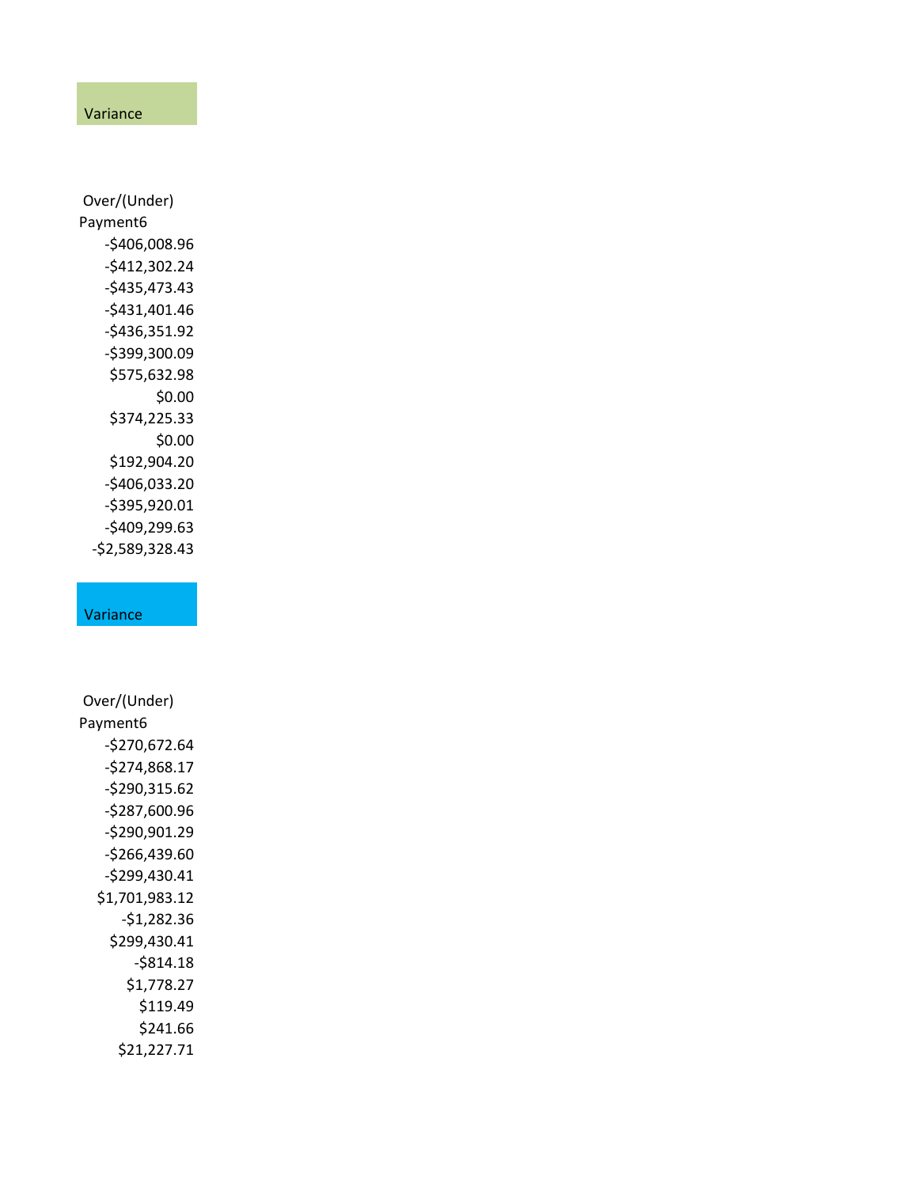| Variance |
| --- |
| Over/(Under) Payment6 |
| -$406,008.96 |
| -$412,302.24 |
| -$435,473.43 |
| -$431,401.46 |
| -$436,351.92 |
| -$399,300.09 |
| $575,632.98 |
| $0.00 |
| $374,225.33 |
| $0.00 |
| $192,904.20 |
| -$406,033.20 |
| -$395,920.01 |
| -$409,299.63 |
| -$2,589,328.43 |

| Variance |
| --- |
| Over/(Under) Payment6 |
| -$270,672.64 |
| -$274,868.17 |
| -$290,315.62 |
| -$287,600.96 |
| -$290,901.29 |
| -$266,439.60 |
| -$299,430.41 |
| $1,701,983.12 |
| -$1,282.36 |
| $299,430.41 |
| -$814.18 |
| $1,778.27 |
| $119.49 |
| $241.66 |
| $21,227.71 |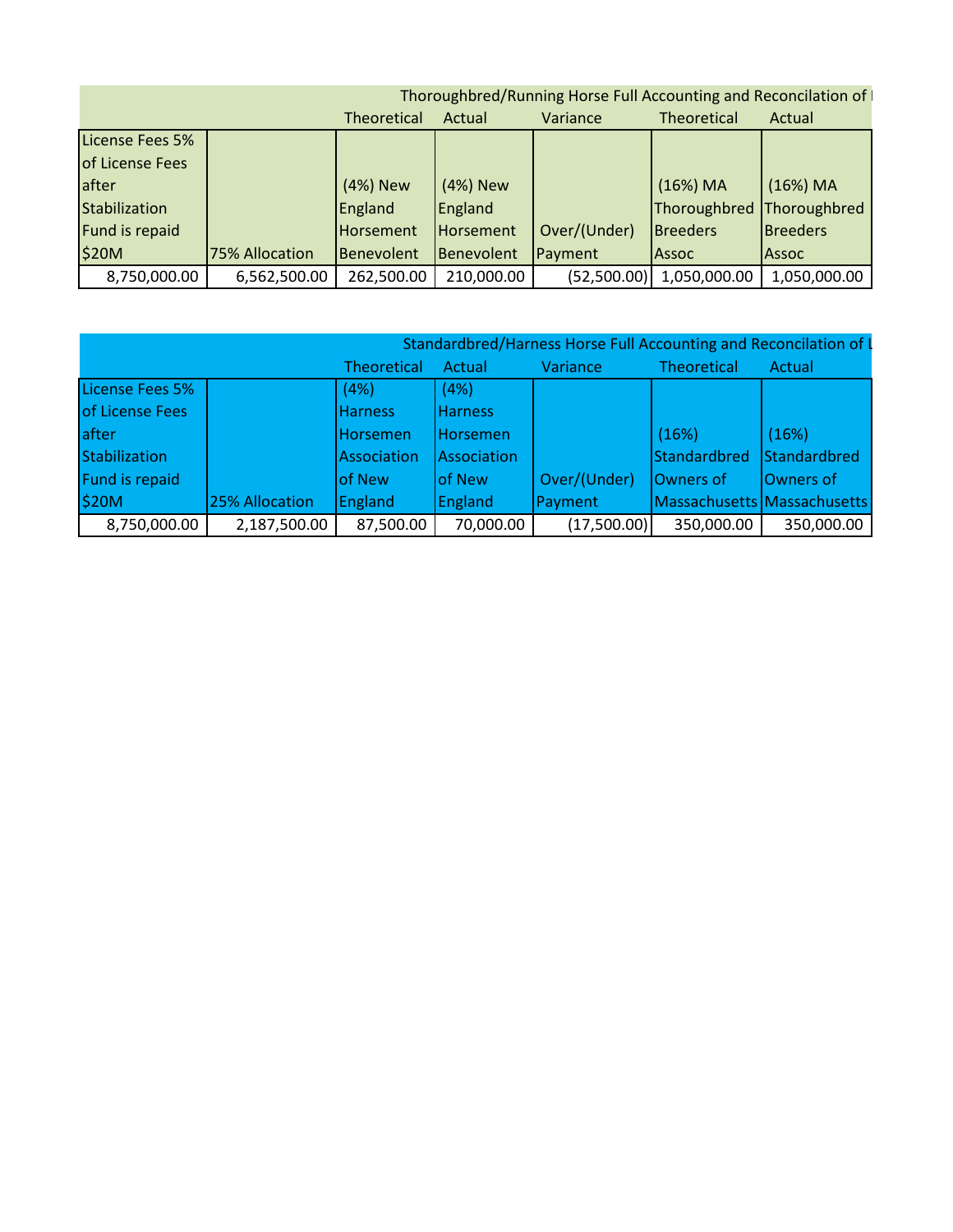| | | Thoroughbred/Running Horse Full Accounting and Reconcilation of | | | | |
|---|---|---|---|---|---|---|
| | | Theoretical | Actual | Variance | Theoretical | Actual |
| License Fees 5% of License Fees after Stabilization Fund is repaid $20M | 75% Allocation | (4%) New England Horsement Benevolent | (4%) New England Horsement Benevolent | Over/(Under) Payment | (16%) MA Thoroughbred Breeders Assoc | (16%) MA Thoroughbred Breeders Assoc |
| 8,750,000.00 | 6,562,500.00 | 262,500.00 | 210,000.00 | (52,500.00) | 1,050,000.00 | 1,050,000.00 |

| | | Standardbred/Harness Horse Full Accounting and Reconcilation of L | | | | |
|---|---|---|---|---|---|---|
| | | Theoretical | Actual | Variance | Theoretical | Actual |
| License Fees 5% of License Fees after Stabilization Fund is repaid $20M | 25% Allocation | (4%) Harness Horsemen Association of New England | (4%) Harness Horsemen Association of New England | Over/(Under) Payment | (16%) Standardbred Owners of Massachusetts | (16%) Standardbred Owners of Massachusetts |
| 8,750,000.00 | 2,187,500.00 | 87,500.00 | 70,000.00 | (17,500.00) | 350,000.00 | 350,000.00 |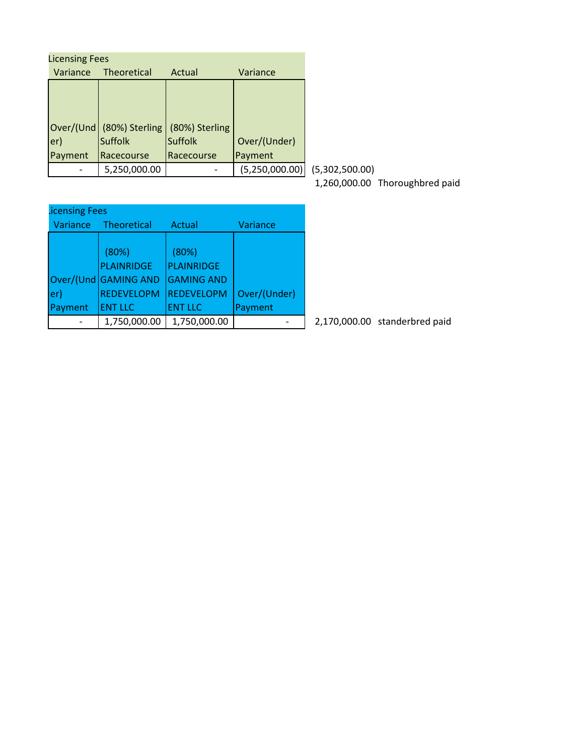| Licensing Fees | | | |
|---|---|---|---|
| Variance | Theoretical | Actual | Variance |
| Over/(Under) Payment | (80%) Sterling Suffolk Racecourse | (80%) Sterling Suffolk Racecourse | Over/(Under) Payment |
| - | 5,250,000.00 | - | (5,250,000.00) |

(5,302,500.00)

1,260,000.00 Thoroughbred paid

| Licensing Fees | | | |
|---|---|---|---|
| Variance | Theoretical | Actual | Variance |
| Over/(Under) Payment | (80%) PLAINRIDGE GAMING AND REDEVELOPMENT LLC | (80%) PLAINRIDGE GAMING AND REDEVELOPMENT LLC | Over/(Under) Payment |
| - | 1,750,000.00 | 1,750,000.00 | - |

2,170,000.00 standerbred paid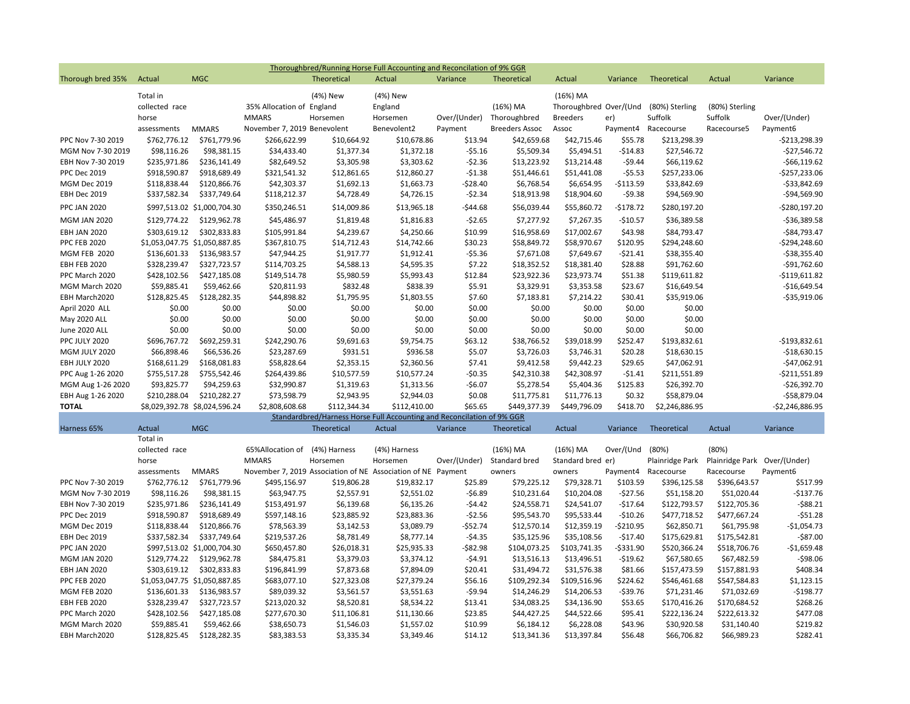## Thoroughbred/Running Horse Full Accounting and Reconcilation of 9% GGR

| Thorough bred 35% | Actual | MGC | | Theoretical | Actual | Variance | Theoretical | Actual | Variance | Theoretical | Actual | Variance |
|---|---|---|---|---|---|---|---|---|---|---|---|---|
| | Total in collected race horse assessments | MMARS | 35% Allocation of MMARS November 7, 2019 | (4%) New England Horsemen Benevolent | (4%) New England Horsemen Benevolent2 | Over/(Under) Payment | (16%) MA Thoroughbred Breeders Assoc | (16%) MA Thoroughbred Breeders Assoc | Over/(Under) Payment4 | (80%) Sterling Suffolk Racecourse | (80%) Sterling Suffolk Racecourse5 | Over/(Under) Payment6 |
| PPC Nov 7-30 2019 | $762,776.12 | $761,779.96 | $266,622.99 | $10,664.92 | $10,678.86 | $13.94 | $42,659.68 | $42,715.46 | $55.78 | $213,298.39 | | -$213,298.39 |
| MGM Nov 7-30 2019 | $98,116.26 | $98,381.15 | $34,433.40 | $1,377.34 | $1,372.18 | -$5.16 | $5,509.34 | $5,494.51 | -$14.83 | $27,546.72 | | -$27,546.72 |
| EBH Nov 7-30 2019 | $235,971.86 | $236,141.49 | $82,649.52 | $3,305.98 | $3,303.62 | -$2.36 | $13,223.92 | $13,214.48 | -$9.44 | $66,119.62 | | -$66,119.62 |
| PPC Dec 2019 | $918,590.87 | $918,689.49 | $321,541.32 | $12,861.65 | $12,860.27 | -$1.38 | $51,446.61 | $51,441.08 | -$5.53 | $257,233.06 | | -$257,233.06 |
| MGM Dec 2019 | $118,838.44 | $120,866.76 | $42,303.37 | $1,692.13 | $1,663.73 | -$28.40 | $6,768.54 | $6,654.95 | -$113.59 | $33,842.69 | | -$33,842.69 |
| EBH Dec 2019 | $337,582.34 | $337,749.64 | $118,212.37 | $4,728.49 | $4,726.15 | -$2.34 | $18,913.98 | $18,904.60 | -$9.38 | $94,569.90 | | -$94,569.90 |
| PPC JAN 2020 | $997,513.02 | $1,000,704.30 | $350,246.51 | $14,009.86 | $13,965.18 | -$44.68 | $56,039.44 | $55,860.72 | -$178.72 | $280,197.20 | | -$280,197.20 |
| MGM JAN 2020 | $129,774.22 | $129,962.78 | $45,486.97 | $1,819.48 | $1,816.83 | -$2.65 | $7,277.92 | $7,267.35 | -$10.57 | $36,389.58 | | -$36,389.58 |
| EBH JAN 2020 | $303,619.12 | $302,833.83 | $105,991.84 | $4,239.67 | $4,250.66 | $10.99 | $16,958.69 | $17,002.67 | $43.98 | $84,793.47 | | -$84,793.47 |
| PPC FEB 2020 | $1,053,047.75 | $1,050,887.85 | $367,810.75 | $14,712.43 | $14,742.66 | $30.23 | $58,849.72 | $58,970.67 | $120.95 | $294,248.60 | | -$294,248.60 |
| MGM FEB 2020 | $136,601.33 | $136,983.57 | $47,944.25 | $1,917.77 | $1,912.41 | -$5.36 | $7,671.08 | $7,649.67 | -$21.41 | $38,355.40 | | -$38,355.40 |
| EBH FEB 2020 | $328,239.47 | $327,723.57 | $114,703.25 | $4,588.13 | $4,595.35 | $7.22 | $18,352.52 | $18,381.40 | $28.88 | $91,762.60 | | -$91,762.60 |
| PPC March 2020 | $428,102.56 | $427,185.08 | $149,514.78 | $5,980.59 | $5,993.43 | $12.84 | $23,922.36 | $23,973.74 | $51.38 | $119,611.82 | | -$119,611.82 |
| MGM March 2020 | $59,885.41 | $59,462.66 | $20,811.93 | $832.48 | $838.39 | $5.91 | $3,329.91 | $3,353.58 | $23.67 | $16,649.54 | | -$16,649.54 |
| EBH March2020 | $128,825.45 | $128,282.35 | $44,898.82 | $1,795.95 | $1,803.55 | $7.60 | $7,183.81 | $7,214.22 | $30.41 | $35,919.06 | | -$35,919.06 |
| April 2020 ALL | $0.00 | $0.00 | $0.00 | $0.00 | $0.00 | $0.00 | $0.00 | $0.00 | $0.00 | $0.00 | | |
| May 2020 ALL | $0.00 | $0.00 | $0.00 | $0.00 | $0.00 | $0.00 | $0.00 | $0.00 | $0.00 | $0.00 | | |
| June 2020 ALL | $0.00 | $0.00 | $0.00 | $0.00 | $0.00 | $0.00 | $0.00 | $0.00 | $0.00 | $0.00 | | |
| PPC JULY 2020 | $696,767.72 | $692,259.31 | $242,290.76 | $9,691.63 | $9,754.75 | $63.12 | $38,766.52 | $39,018.99 | $252.47 | $193,832.61 | | -$193,832.61 |
| MGM JULY 2020 | $66,898.46 | $66,536.26 | $23,287.69 | $931.51 | $936.58 | $5.07 | $3,726.03 | $3,746.31 | $20.28 | $18,630.15 | | -$18,630.15 |
| EBH JULY 2020 | $168,611.29 | $168,081.83 | $58,828.64 | $2,353.15 | $2,360.56 | $7.41 | $9,412.58 | $9,442.23 | $29.65 | $47,062.91 | | -$47,062.91 |
| PPC Aug 1-26 2020 | $755,517.28 | $755,542.46 | $264,439.86 | $10,577.59 | $10,577.24 | -$0.35 | $42,310.38 | $42,308.97 | -$1.41 | $211,551.89 | | -$211,551.89 |
| MGM Aug 1-26 2020 | $93,825.77 | $94,259.63 | $32,990.87 | $1,319.63 | $1,313.56 | -$6.07 | $5,278.54 | $5,404.36 | $125.83 | $26,392.70 | | -$26,392.70 |
| EBH Aug 1-26 2020 | $210,288.04 | $210,282.27 | $73,598.79 | $2,943.95 | $2,944.03 | $0.08 | $11,775.81 | $11,776.13 | $0.32 | $58,879.04 | | -$58,879.04 |
| **TOTAL** | $8,029,392.78 | $8,024,596.24 | $2,808,608.68 | $112,344.34 | $112,410.00 | $65.65 | $449,377.39 | $449,796.09 | $418.70 | $2,246,886.95 | | -$2,246,886.95 |

## Standardbred/Harness Horse Full Accounting and Reconcilation of 9% GGR

| Harness 65% | Actual | MGC | | Theoretical | Actual | Variance | Theoretical | Actual | Variance | Theoretical | Actual | Variance |
|---|---|---|---|---|---|---|---|---|---|---|---|---|
| | Total in collected race horse assessments | MMARS | 65%Allocation of MMARS November 7, 2019 | (4%) Harness Horsemen Association of NE | (4%) Harness Horsemen Association of NE | Over/(Under) Payment | (16%) MA Standard bred owners | (16%) MA Standard bred owners | Over/(Under) Payment4 | (80%) Plainridge Park Racecourse | (80%) Plainridge Park Racecourse | Over/(Under) Payment6 |
| PPC Nov 7-30 2019 | $762,776.12 | $761,779.96 | $495,156.97 | $19,806.28 | $19,832.17 | $25.89 | $79,225.12 | $79,328.71 | $103.59 | $396,125.58 | $396,643.57 | $517.99 |
| MGM Nov 7-30 2019 | $98,116.26 | $98,381.15 | $63,947.75 | $2,557.91 | $2,551.02 | -$6.89 | $10,231.64 | $10,204.08 | -$27.56 | $51,158.20 | $51,020.44 | -$137.76 |
| EBH Nov 7-30 2019 | $235,971.86 | $236,141.49 | $153,491.97 | $6,139.68 | $6,135.26 | -$4.42 | $24,558.71 | $24,541.07 | -$17.64 | $122,793.57 | $122,705.36 | -$88.21 |
| PPC Dec 2019 | $918,590.87 | $918,689.49 | $597,148.16 | $23,885.92 | $23,883.36 | -$2.56 | $95,543.70 | $95,533.44 | -$10.26 | $477,718.52 | $477,667.24 | -$51.28 |
| MGM Dec 2019 | $118,838.44 | $120,866.76 | $78,563.39 | $3,142.53 | $3,089.79 | -$52.74 | $12,570.14 | $12,359.19 | -$210.95 | $62,850.71 | $61,795.98 | -$1,054.73 |
| EBH Dec 2019 | $337,582.34 | $337,749.64 | $219,537.26 | $8,781.49 | $8,777.14 | -$4.35 | $35,125.96 | $35,108.56 | -$17.40 | $175,629.81 | $175,542.81 | -$87.00 |
| PPC JAN 2020 | $997,513.02 | $1,000,704.30 | $650,457.80 | $26,018.31 | $25,935.33 | -$82.98 | $104,073.25 | $103,741.35 | -$331.90 | $520,366.24 | $518,706.76 | -$1,659.48 |
| MGM JAN 2020 | $129,774.22 | $129,962.78 | $84,475.81 | $3,379.03 | $3,374.12 | -$4.91 | $13,516.13 | $13,496.51 | -$19.62 | $67,580.65 | $67,482.59 | -$98.06 |
| EBH JAN 2020 | $303,619.12 | $302,833.83 | $196,841.99 | $7,873.68 | $7,894.09 | $20.41 | $31,494.72 | $31,576.38 | $81.66 | $157,473.59 | $157,881.93 | $408.34 |
| PPC FEB 2020 | $1,053,047.75 | $1,050,887.85 | $683,077.10 | $27,323.08 | $27,379.24 | $56.16 | $109,292.34 | $109,516.96 | $224.62 | $546,461.68 | $547,584.83 | $1,123.15 |
| MGM FEB 2020 | $136,601.33 | $136,983.57 | $89,039.32 | $3,561.57 | $3,551.63 | -$9.94 | $14,246.29 | $14,206.53 | -$39.76 | $71,231.46 | $71,032.69 | -$198.77 |
| EBH FEB 2020 | $328,239.47 | $327,723.57 | $213,020.32 | $8,520.81 | $8,534.22 | $13.41 | $34,083.25 | $34,136.90 | $53.65 | $170,416.26 | $170,684.52 | $268.26 |
| PPC March 2020 | $428,102.56 | $427,185.08 | $277,670.30 | $11,106.81 | $11,130.66 | $23.85 | $44,427.25 | $44,522.66 | $95.41 | $222,136.24 | $222,613.32 | $477.08 |
| MGM March 2020 | $59,885.41 | $59,462.66 | $38,650.73 | $1,546.03 | $1,557.02 | $10.99 | $6,184.12 | $6,228.08 | $43.96 | $30,920.58 | $31,140.40 | $219.82 |
| EBH March2020 | $128,825.45 | $128,282.35 | $83,383.53 | $3,335.34 | $3,349.46 | $14.12 | $13,341.36 | $13,397.84 | $56.48 | $66,706.82 | $66,989.23 | $282.41 |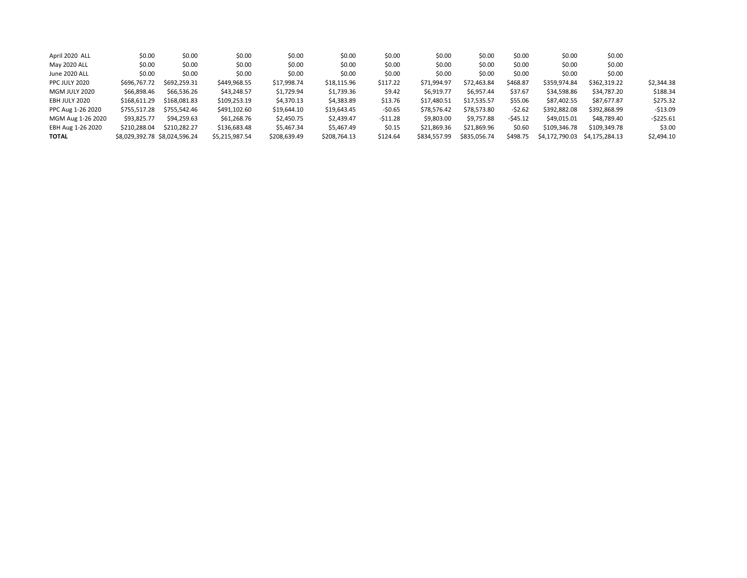| | | | | | | | | | | | | |
|---|---|---|---|---|---|---|---|---|---|---|---|---|
| April 2020 ALL | $0.00 | $0.00 | $0.00 | $0.00 | $0.00 | $0.00 | $0.00 | $0.00 | $0.00 | $0.00 | $0.00 | |
| May 2020 ALL | $0.00 | $0.00 | $0.00 | $0.00 | $0.00 | $0.00 | $0.00 | $0.00 | $0.00 | $0.00 | $0.00 | |
| June 2020 ALL | $0.00 | $0.00 | $0.00 | $0.00 | $0.00 | $0.00 | $0.00 | $0.00 | $0.00 | $0.00 | $0.00 | |
| PPC JULY 2020 | $696,767.72 | $692,259.31 | $449,968.55 | $17,998.74 | $18,115.96 | $117.22 | $71,994.97 | $72,463.84 | $468.87 | $359,974.84 | $362,319.22 | $2,344.38 |
| MGM JULY 2020 | $66,898.46 | $66,536.26 | $43,248.57 | $1,729.94 | $1,739.36 | $9.42 | $6,919.77 | $6,957.44 | $37.67 | $34,598.86 | $34,787.20 | $188.34 |
| EBH JULY 2020 | $168,611.29 | $168,081.83 | $109,253.19 | $4,370.13 | $4,383.89 | $13.76 | $17,480.51 | $17,535.57 | $55.06 | $87,402.55 | $87,677.87 | $275.32 |
| PPC Aug 1-26 2020 | $755,517.28 | $755,542.46 | $491,102.60 | $19,644.10 | $19,643.45 | -$0.65 | $78,576.42 | $78,573.80 | -$2.62 | $392,882.08 | $392,868.99 | -$13.09 |
| MGM Aug 1-26 2020 | $93,825.77 | $94,259.63 | $61,268.76 | $2,450.75 | $2,439.47 | -$11.28 | $9,803.00 | $9,757.88 | -$45.12 | $49,015.01 | $48,789.40 | -$225.61 |
| EBH Aug 1-26 2020 | $210,288.04 | $210,282.27 | $136,683.48 | $5,467.34 | $5,467.49 | $0.15 | $21,869.36 | $21,869.96 | $0.60 | $109,346.78 | $109,349.78 | $3.00 |
| **TOTAL** | $8,029,392.78 | $8,024,596.24 | $5,215,987.54 | $208,639.49 | $208,764.13 | $124.64 | $834,557.99 | $835,056.74 | $498.75 | $4,172,790.03 | $4,175,284.13 | $2,494.10 |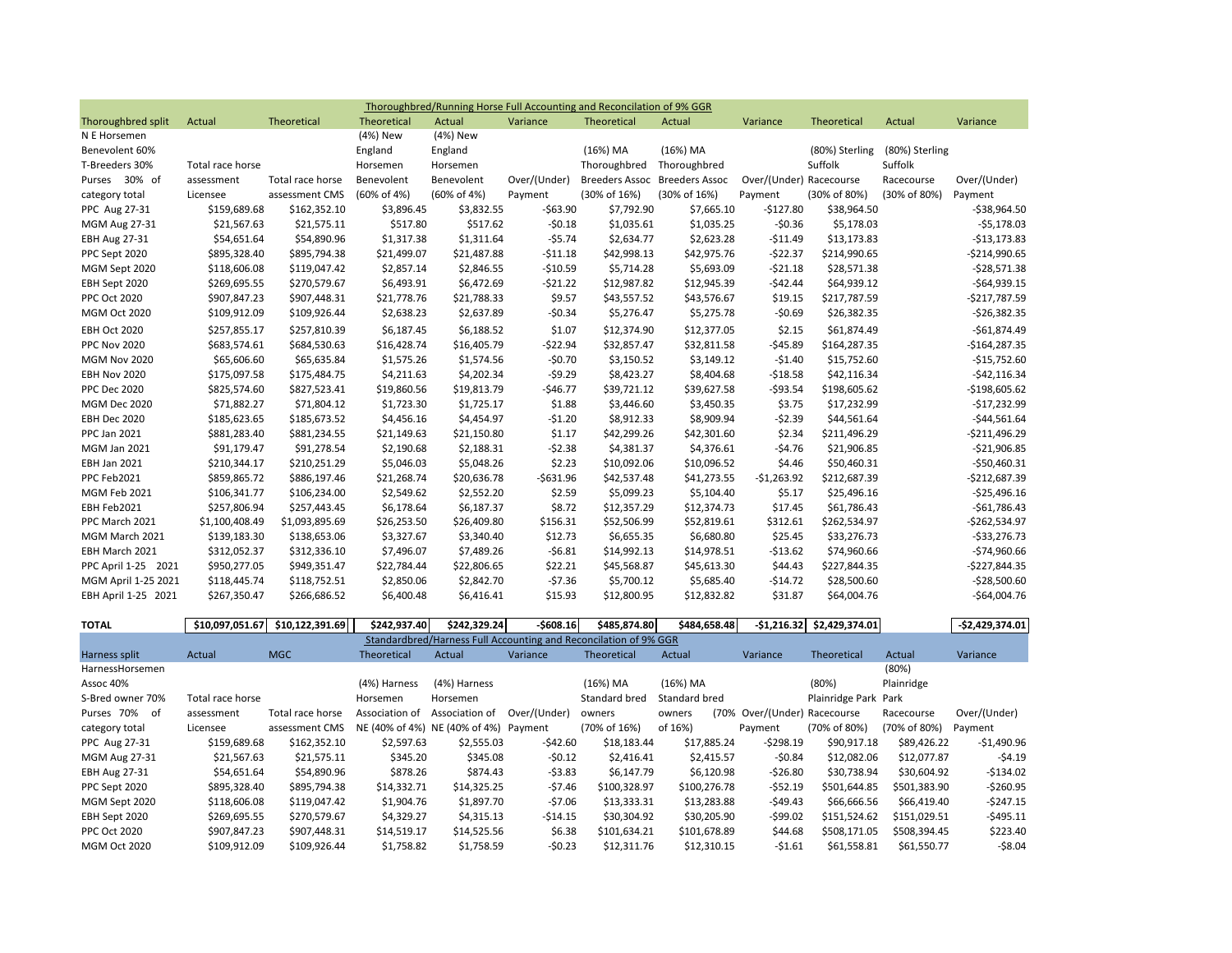## Thoroughbred/Running Horse Full Accounting and Reconcilation of 9% GGR

| Thoroughbred split N E Horsemen Benevolent 60% T-Breeders 30% Purses 30% of category total | Actual Total race horse assessment Licensee | Theoretical Total race horse assessment CMS | Theoretical (4%) New England Horsemen Benevolent (60% of 4%) | Actual (4%) New England Horsemen Benevolent (60% of 4%) | Variance Over/(Under) Payment | Theoretical (16%) MA Thoroughbred Breeders Assoc (30% of 16%) | Actual (16%) MA Thoroughbred Breeders Assoc (30% of 16%) | Variance Over/(Under) Payment | Theoretical (80%) Sterling Suffolk Racecourse (30% of 80%) | Actual (80%) Sterling Suffolk Racecourse (30% of 80%) | Variance Over/(Under) Payment |
|---|---|---|---|---|---|---|---|---|---|---|---|
| PPC Aug 27-31 | $159,689.68 | $162,352.10 | $3,896.45 | $3,832.55 | -$63.90 | $7,792.90 | $7,665.10 | -$127.80 | $38,964.50 | | -$38,964.50 |
| MGM Aug 27-31 | $21,567.63 | $21,575.11 | $517.80 | $517.62 | -$0.18 | $1,035.61 | $1,035.25 | -$0.36 | $5,178.03 | | -$5,178.03 |
| EBH Aug 27-31 | $54,651.64 | $54,890.96 | $1,317.38 | $1,311.64 | -$5.74 | $2,634.77 | $2,623.28 | -$11.49 | $13,173.83 | | -$13,173.83 |
| PPC Sept 2020 | $895,328.40 | $895,794.38 | $21,499.07 | $21,487.88 | -$11.18 | $42,998.13 | $42,975.76 | -$22.37 | $214,990.65 | | -$214,990.65 |
| MGM Sept 2020 | $118,606.08 | $119,047.42 | $2,857.14 | $2,846.55 | -$10.59 | $5,714.28 | $5,693.09 | -$21.18 | $28,571.38 | | -$28,571.38 |
| EBH Sept 2020 | $269,695.55 | $270,579.67 | $6,493.91 | $6,472.69 | -$21.22 | $12,987.82 | $12,945.39 | -$42.44 | $64,939.12 | | -$64,939.15 |
| PPC Oct 2020 | $907,847.23 | $907,448.31 | $21,778.76 | $21,788.33 | $9.57 | $43,557.52 | $43,576.67 | $19.15 | $217,787.59 | | -$217,787.59 |
| MGM Oct 2020 | $109,912.09 | $109,926.44 | $2,638.23 | $2,637.89 | -$0.34 | $5,276.47 | $5,275.78 | -$0.69 | $26,382.35 | | -$26,382.35 |
| EBH Oct 2020 | $257,855.17 | $257,810.39 | $6,187.45 | $6,188.52 | $1.07 | $12,374.90 | $12,377.05 | $2.15 | $61,874.49 | | -$61,874.49 |
| PPC Nov 2020 | $683,574.61 | $684,530.63 | $16,428.74 | $16,405.79 | -$22.94 | $32,857.47 | $32,811.58 | -$45.89 | $164,287.35 | | -$164,287.35 |
| MGM Nov 2020 | $65,606.60 | $65,635.84 | $1,575.26 | $1,574.56 | -$0.70 | $3,150.52 | $3,149.12 | -$1.40 | $15,752.60 | | -$15,752.60 |
| EBH Nov 2020 | $175,097.58 | $175,484.75 | $4,211.63 | $4,202.34 | -$9.29 | $8,423.27 | $8,404.68 | -$18.58 | $42,116.34 | | -$42,116.34 |
| PPC Dec 2020 | $825,574.60 | $827,523.41 | $19,860.56 | $19,813.79 | -$46.77 | $39,721.12 | $39,627.58 | -$93.54 | $198,605.62 | | -$198,605.62 |
| MGM Dec 2020 | $71,882.27 | $71,804.12 | $1,723.30 | $1,725.17 | $1.88 | $3,446.60 | $3,450.35 | $3.75 | $17,232.99 | | -$17,232.99 |
| EBH Dec 2020 | $185,623.65 | $185,673.52 | $4,456.16 | $4,454.97 | -$1.20 | $8,912.33 | $8,909.94 | -$2.39 | $44,561.64 | | -$44,561.64 |
| PPC Jan 2021 | $881,283.40 | $881,234.55 | $21,149.63 | $21,150.80 | $1.17 | $42,299.26 | $42,301.60 | $2.34 | $211,496.29 | | -$211,496.29 |
| MGM Jan 2021 | $91,179.47 | $91,278.54 | $2,190.68 | $2,188.31 | -$2.38 | $4,381.37 | $4,376.61 | -$4.76 | $21,906.85 | | -$21,906.85 |
| EBH Jan 2021 | $210,344.17 | $210,251.29 | $5,046.03 | $5,048.26 | $2.23 | $10,092.06 | $10,096.52 | $4.46 | $50,460.31 | | -$50,460.31 |
| PPC Feb2021 | $859,865.72 | $886,197.46 | $21,268.74 | $20,636.78 | -$631.96 | $42,537.48 | $41,273.55 | -$1,263.92 | $212,687.39 | | -$212,687.39 |
| MGM Feb 2021 | $106,341.77 | $106,234.00 | $2,549.62 | $2,552.20 | $2.59 | $5,099.23 | $5,104.40 | $5.17 | $25,496.16 | | -$25,496.16 |
| EBH Feb2021 | $257,806.94 | $257,443.45 | $6,178.64 | $6,187.37 | $8.72 | $12,357.29 | $12,374.73 | $17.45 | $61,786.43 | | -$61,786.43 |
| PPC March 2021 | $1,100,408.49 | $1,093,895.69 | $26,253.50 | $26,409.80 | $156.31 | $52,506.99 | $52,819.61 | $312.61 | $262,534.97 | | -$262,534.97 |
| MGM March 2021 | $139,183.30 | $138,653.06 | $3,327.67 | $3,340.40 | $12.73 | $6,655.35 | $6,680.80 | $25.45 | $33,276.73 | | -$33,276.73 |
| EBH March 2021 | $312,052.37 | $312,336.10 | $7,496.07 | $7,489.26 | -$6.81 | $14,992.13 | $14,978.51 | -$13.62 | $74,960.66 | | -$74,960.66 |
| PPC April 1-25 2021 | $950,277.05 | $949,351.47 | $22,784.44 | $22,806.65 | $22.21 | $45,568.87 | $45,613.30 | $44.43 | $227,844.35 | | -$227,844.35 |
| MGM April 1-25 2021 | $118,445.74 | $118,752.51 | $2,850.06 | $2,842.70 | -$7.36 | $5,700.12 | $5,685.40 | -$14.72 | $28,500.60 | | -$28,500.60 |
| EBH April 1-25 2021 | $267,350.47 | $266,686.52 | $6,400.48 | $6,416.41 | $15.93 | $12,800.95 | $12,832.82 | $31.87 | $64,004.76 | | -$64,004.76 |
| **TOTAL** | **$10,097,051.67** | **$10,122,391.69** | **$242,937.40** | **$242,329.24** | **-$608.16** | **$485,874.80** | **$484,658.48** | **-$1,216.32** | **$2,429,374.01** | | **-$2,429,374.01** |

## Standardbred/Harness Full Accounting and Reconcilation of 9% GGR

| Harness split HarnessHorsemen Assoc 40% S-Bred owner 70% Purses 70% of category total | Actual Total race horse assessment Licensee | MGC Total race horse assessment CMS | Theoretical (4%) Harness Horsemen Association of NE (40% of 4%) | Actual (4%) Harness Horsemen Association of NE (40% of 4%) | Variance Over/(Under) Payment | Theoretical (16%) MA Standard bred owners (70% of 16%) | Actual (16%) MA Standard bred owners (70% of 16%) | Variance Over/(Under) Payment | Theoretical (80%) Plainridge Park Racecourse (70% of 80%) | Actual (80%) Plainridge Park Racecourse (70% of 80%) | Variance Over/(Under) Payment |
|---|---|---|---|---|---|---|---|---|---|---|---|
| PPC Aug 27-31 | $159,689.68 | $162,352.10 | $2,597.63 | $2,555.03 | -$42.60 | $18,183.44 | $17,885.24 | -$298.19 | $90,917.18 | $89,426.22 | -$1,490.96 |
| MGM Aug 27-31 | $21,567.63 | $21,575.11 | $345.20 | $345.08 | -$0.12 | $2,416.41 | $2,415.57 | -$0.84 | $12,082.06 | $12,077.87 | -$4.19 |
| EBH Aug 27-31 | $54,651.64 | $54,890.96 | $878.26 | $874.43 | -$3.83 | $6,147.79 | $6,120.98 | -$26.80 | $30,738.94 | $30,604.92 | -$134.02 |
| PPC Sept 2020 | $895,328.40 | $895,794.38 | $14,332.71 | $14,325.25 | -$7.46 | $100,328.97 | $100,276.78 | -$52.19 | $501,644.85 | $501,383.90 | -$260.95 |
| MGM Sept 2020 | $118,606.08 | $119,047.42 | $1,904.76 | $1,897.70 | -$7.06 | $13,333.31 | $13,283.88 | -$49.43 | $66,666.56 | $66,419.40 | -$247.15 |
| EBH Sept 2020 | $269,695.55 | $270,579.67 | $4,329.27 | $4,315.13 | -$14.15 | $30,304.92 | $30,205.90 | -$99.02 | $151,524.62 | $151,029.51 | -$495.11 |
| PPC Oct 2020 | $907,847.23 | $907,448.31 | $14,519.17 | $14,525.56 | $6.38 | $101,634.21 | $101,678.89 | $44.68 | $508,171.05 | $508,394.45 | $223.40 |
| MGM Oct 2020 | $109,912.09 | $109,926.44 | $1,758.82 | $1,758.59 | -$0.23 | $12,311.76 | $12,310.15 | -$1.61 | $61,558.81 | $61,550.77 | -$8.04 |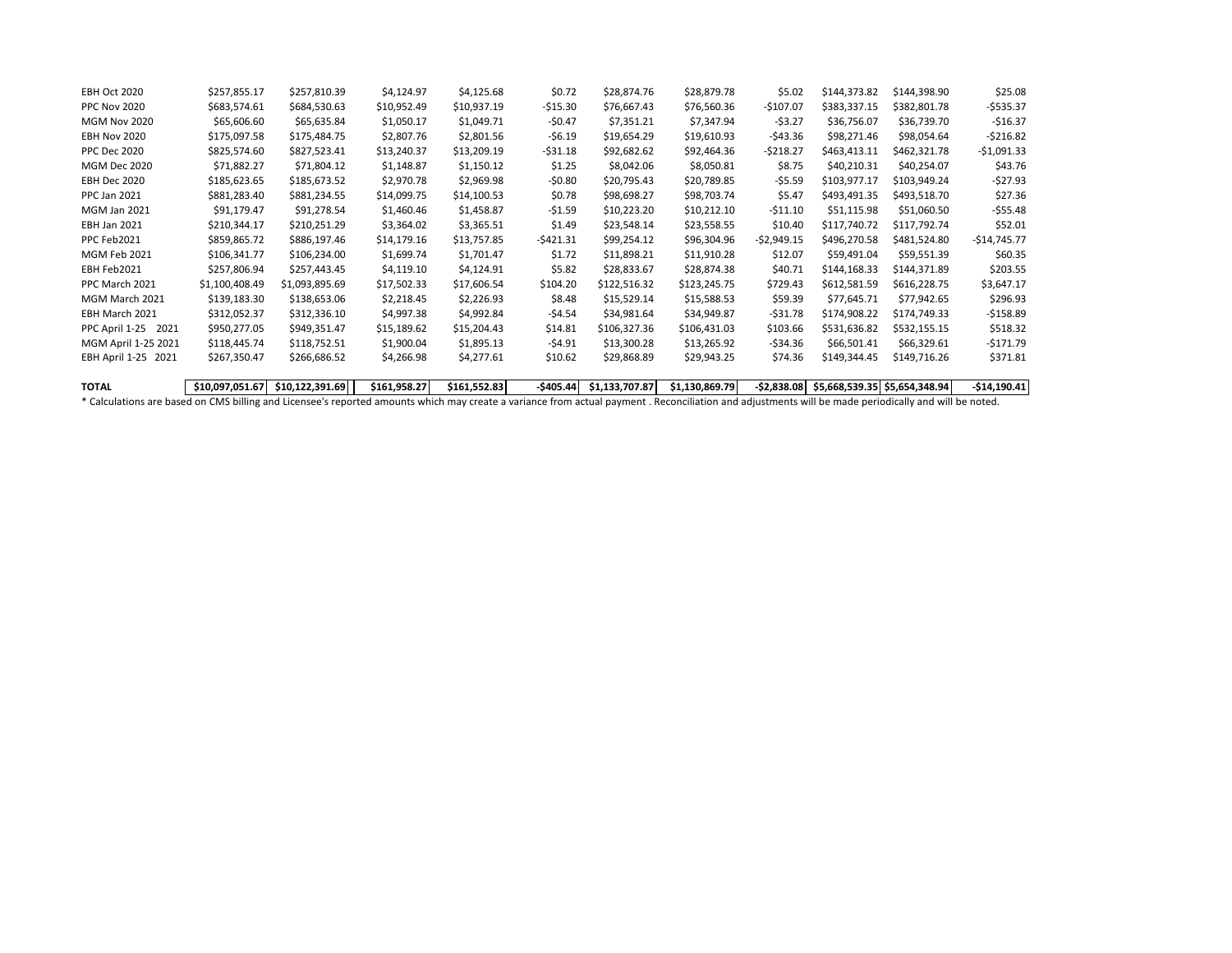| | | | | | | | | | | | |
|---|---|---|---|---|---|---|---|---|---|---|---|
| EBH Oct 2020 | $257,855.17 | $257,810.39 | $4,124.97 | $4,125.68 | $0.72 | $28,874.76 | $28,879.78 | $5.02 | $144,373.82 | $144,398.90 | $25.08 |
| PPC Nov 2020 | $683,574.61 | $684,530.63 | $10,952.49 | $10,937.19 | -$15.30 | $76,667.43 | $76,560.36 | -$107.07 | $383,337.15 | $382,801.78 | -$535.37 |
| MGM Nov 2020 | $65,606.60 | $65,635.84 | $1,050.17 | $1,049.71 | -$0.47 | $7,351.21 | $7,347.94 | -$3.27 | $36,756.07 | $36,739.70 | -$16.37 |
| EBH Nov 2020 | $175,097.58 | $175,484.75 | $2,807.76 | $2,801.56 | -$6.19 | $19,654.29 | $19,610.93 | -$43.36 | $98,271.46 | $98,054.64 | -$216.82 |
| PPC Dec 2020 | $825,574.60 | $827,523.41 | $13,240.37 | $13,209.19 | -$31.18 | $92,682.62 | $92,464.36 | -$218.27 | $463,413.11 | $462,321.78 | -$1,091.33 |
| MGM Dec 2020 | $71,882.27 | $71,804.12 | $1,148.87 | $1,150.12 | $1.25 | $8,042.06 | $8,050.81 | $8.75 | $40,210.31 | $40,254.07 | $43.76 |
| EBH Dec 2020 | $185,623.65 | $185,673.52 | $2,970.78 | $2,969.98 | -$0.80 | $20,795.43 | $20,789.85 | -$5.59 | $103,977.17 | $103,949.24 | -$27.93 |
| PPC Jan 2021 | $881,283.40 | $881,234.55 | $14,099.75 | $14,100.53 | $0.78 | $98,698.27 | $98,703.74 | $5.47 | $493,491.35 | $493,518.70 | $27.36 |
| MGM Jan 2021 | $91,179.47 | $91,278.54 | $1,460.46 | $1,458.87 | -$1.59 | $10,223.20 | $10,212.10 | -$11.10 | $51,115.98 | $51,060.50 | -$55.48 |
| EBH Jan 2021 | $210,344.17 | $210,251.29 | $3,364.02 | $3,365.51 | $1.49 | $23,548.14 | $23,558.55 | $10.40 | $117,740.72 | $117,792.74 | $52.01 |
| PPC Feb2021 | $859,865.72 | $886,197.46 | $14,179.16 | $13,757.85 | -$421.31 | $99,254.12 | $96,304.96 | -$2,949.15 | $496,270.58 | $481,524.80 | -$14,745.77 |
| MGM Feb 2021 | $106,341.77 | $106,234.00 | $1,699.74 | $1,701.47 | $1.72 | $11,898.21 | $11,910.28 | $12.07 | $59,491.04 | $59,551.39 | $60.35 |
| EBH Feb2021 | $257,806.94 | $257,443.45 | $4,119.10 | $4,124.91 | $5.82 | $28,833.67 | $28,874.38 | $40.71 | $144,168.33 | $144,371.89 | $203.55 |
| PPC March 2021 | $1,100,408.49 | $1,093,895.69 | $17,502.33 | $17,606.54 | $104.20 | $122,516.32 | $123,245.75 | $729.43 | $612,581.59 | $616,228.75 | $3,647.17 |
| MGM March 2021 | $139,183.30 | $138,653.06 | $2,218.45 | $2,226.93 | $8.48 | $15,529.14 | $15,588.53 | $59.39 | $77,645.71 | $77,942.65 | $296.93 |
| EBH March 2021 | $312,052.37 | $312,336.10 | $4,997.38 | $4,992.84 | -$4.54 | $34,981.64 | $34,949.87 | -$31.78 | $174,908.22 | $174,749.33 | -$158.89 |
| PPC April 1-25 2021 | $950,277.05 | $949,351.47 | $15,189.62 | $15,204.43 | $14.81 | $106,327.36 | $106,431.03 | $103.66 | $531,636.82 | $532,155.15 | $518.32 |
| MGM April 1-25 2021 | $118,445.74 | $118,752.51 | $1,900.04 | $1,895.13 | -$4.91 | $13,300.28 | $13,265.92 | -$34.36 | $66,501.41 | $66,329.61 | -$171.79 |
| EBH April 1-25 2021 | $267,350.47 | $266,686.52 | $4,266.98 | $4,277.61 | $10.62 | $29,868.89 | $29,943.25 | $74.36 | $149,344.45 | $149,716.26 | $371.81 |
| **TOTAL** | **$10,097,051.67** | **$10,122,391.69** | **$161,958.27** | **$161,552.83** | **-$405.44** | **$1,133,707.87** | **$1,130,869.79** | **-$2,838.08** | **$5,668,539.35** | **$5,654,348.94** | **-$14,190.41** |

* Calculations are based on CMS billing and Licensee's reported amounts which may create a variance from actual payment . Reconciliation and adjustments will be made periodically and will be noted.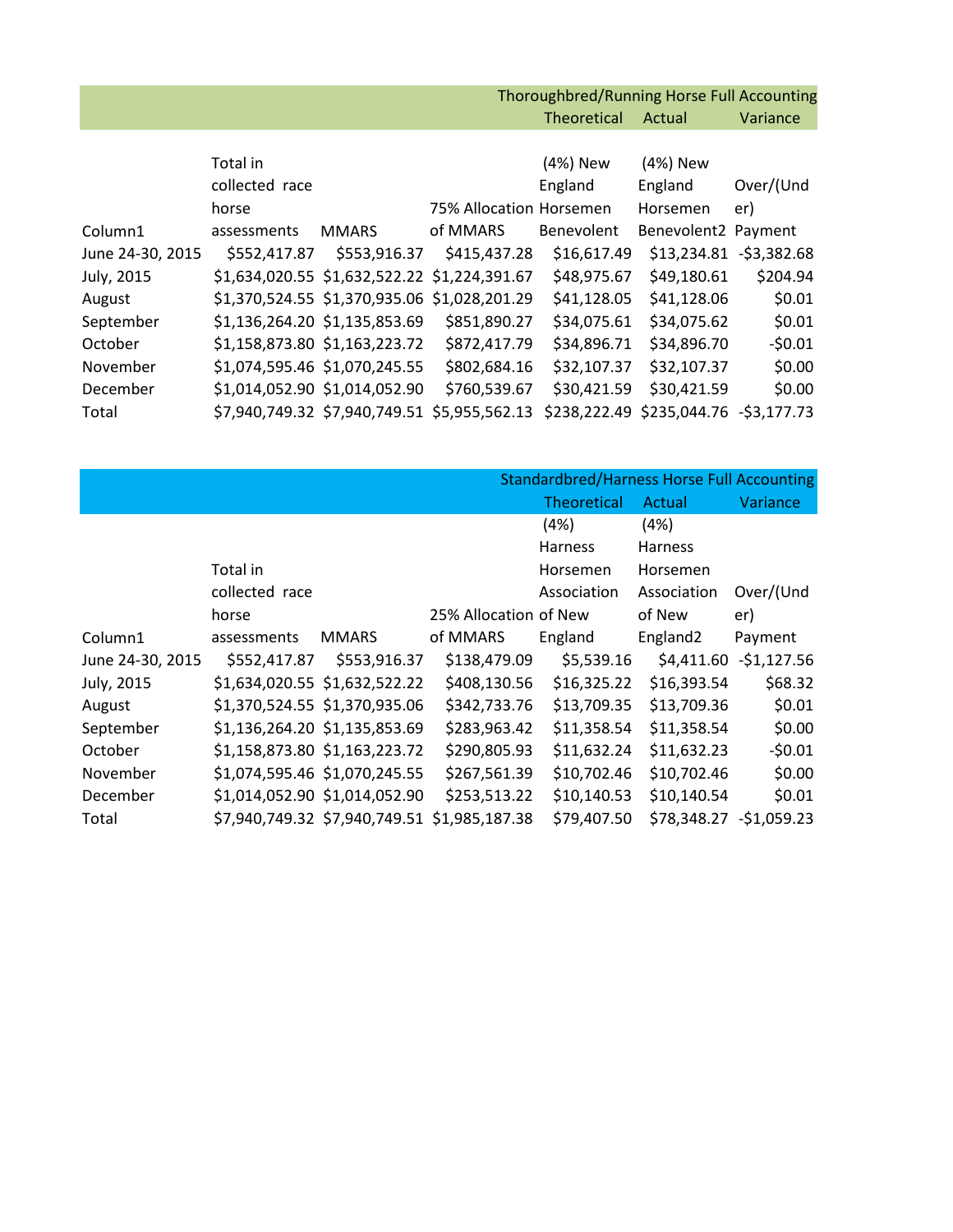| | | | | Thoroughbred/Running Horse Full Accounting | | |
|---|---|---|---|---|---|---|
| | | | | Theoretical | Actual | Variance |
| Column1 | Total in collected race horse assessments | MMARS | 75% Allocation of MMARS | (4%) New England Horsemen Benevolent | (4%) New England Horsemen Benevolent2 | Over/(Under) Payment |
| June 24-30, 2015 | $552,417.87 | $553,916.37 | $415,437.28 | $16,617.49 | $13,234.81 | -$3,382.68 |
| July, 2015 | $1,634,020.55 | $1,632,522.22 | $1,224,391.67 | $48,975.67 | $49,180.61 | $204.94 |
| August | $1,370,524.55 | $1,370,935.06 | $1,028,201.29 | $41,128.05 | $41,128.06 | $0.01 |
| September | $1,136,264.20 | $1,135,853.69 | $851,890.27 | $34,075.61 | $34,075.62 | $0.01 |
| October | $1,158,873.80 | $1,163,223.72 | $872,417.79 | $34,896.71 | $34,896.70 | -$0.01 |
| November | $1,074,595.46 | $1,070,245.55 | $802,684.16 | $32,107.37 | $32,107.37 | $0.00 |
| December | $1,014,052.90 | $1,014,052.90 | $760,539.67 | $30,421.59 | $30,421.59 | $0.00 |
| Total | $7,940,749.32 | $7,940,749.51 | $5,955,562.13 | $238,222.49 | $235,044.76 | -$3,177.73 |

| | | | | Standardbred/Harness Horse Full Accounting | | |
|---|---|---|---|---|---|---|
| | | | | Theoretical | Actual | Variance |
| Column1 | Total in collected race horse assessments | MMARS | 25% Allocation of MMARS | (4%) Harness Horsemen Association of New England | (4%) Harness Horsemen Association of New England2 | Over/(Under) Payment |
| June 24-30, 2015 | $552,417.87 | $553,916.37 | $138,479.09 | $5,539.16 | $4,411.60 | -$1,127.56 |
| July, 2015 | $1,634,020.55 | $1,632,522.22 | $408,130.56 | $16,325.22 | $16,393.54 | $68.32 |
| August | $1,370,524.55 | $1,370,935.06 | $342,733.76 | $13,709.35 | $13,709.36 | $0.01 |
| September | $1,136,264.20 | $1,135,853.69 | $283,963.42 | $11,358.54 | $11,358.54 | $0.00 |
| October | $1,158,873.80 | $1,163,223.72 | $290,805.93 | $11,632.24 | $11,632.23 | -$0.01 |
| November | $1,074,595.46 | $1,070,245.55 | $267,561.39 | $10,702.46 | $10,702.46 | $0.00 |
| December | $1,014,052.90 | $1,014,052.90 | $253,513.22 | $10,140.53 | $10,140.54 | $0.01 |
| Total | $7,940,749.32 | $7,940,749.51 | $1,985,187.38 | $79,407.50 | $78,348.27 | -$1,059.23 |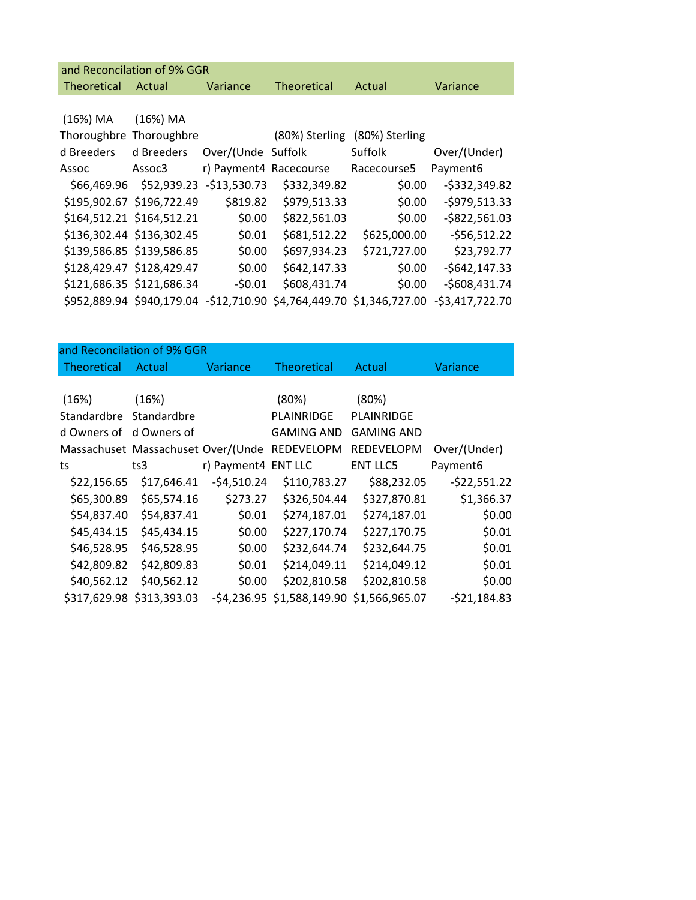| and Reconcilation of 9% GGR | | | | | |
|---|---|---|---|---|---|
| Theoretical | Actual | Variance | Theoretical | Actual | Variance |
| (16%) MA Thoroughbred Breeders Assoc | (16%) MA Thoroughbred Breeders Assoc3 | Over/(Under) Payment4 | (80%) Sterling Suffolk Racecourse | (80%) Sterling Suffolk Racecourse5 | Over/(Under) Payment6 |
| $66,469.96 | $52,939.23 | -$13,530.73 | $332,349.82 | $0.00 | -$332,349.82 |
| $195,902.67 | $196,722.49 | $819.82 | $979,513.33 | $0.00 | -$979,513.33 |
| $164,512.21 | $164,512.21 | $0.00 | $822,561.03 | $0.00 | -$822,561.03 |
| $136,302.44 | $136,302.45 | $0.01 | $681,512.22 | $625,000.00 | -$56,512.22 |
| $139,586.85 | $139,586.85 | $0.00 | $697,934.23 | $721,727.00 | $23,792.77 |
| $128,429.47 | $128,429.47 | $0.00 | $642,147.33 | $0.00 | -$642,147.33 |
| $121,686.35 | $121,686.34 | -$0.01 | $608,431.74 | $0.00 | -$608,431.74 |
| $952,889.94 | $940,179.04 | -$12,710.90 | $4,764,449.70 | $1,346,727.00 | -$3,417,722.70 |

| and Reconcilation of 9% GGR | | | | | |
|---|---|---|---|---|---|
| Theoretical | Actual | Variance | Theoretical | Actual | Variance |
| (16%) Standardbred Owners of Massachusetts | (16%) Standardbred Owners of Massachusetts3 | Over/(Under) Payment4 | (80%) PLAINRIDGE GAMING AND REDEVELOPMENT LLC | (80%) PLAINRIDGE GAMING AND REDEVELOPMENT LLC5 | Over/(Under) Payment6 |
| $22,156.65 | $17,646.41 | -$4,510.24 | $110,783.27 | $88,232.05 | -$22,551.22 |
| $65,300.89 | $65,574.16 | $273.27 | $326,504.44 | $327,870.81 | $1,366.37 |
| $54,837.40 | $54,837.41 | $0.01 | $274,187.01 | $274,187.01 | $0.00 |
| $45,434.15 | $45,434.15 | $0.00 | $227,170.74 | $227,170.75 | $0.01 |
| $46,528.95 | $46,528.95 | $0.00 | $232,644.74 | $232,644.75 | $0.01 |
| $42,809.82 | $42,809.83 | $0.01 | $214,049.11 | $214,049.12 | $0.01 |
| $40,562.12 | $40,562.12 | $0.00 | $202,810.58 | $202,810.58 | $0.00 |
| $317,629.98 | $313,393.03 | -$4,236.95 | $1,588,149.90 | $1,566,965.07 | -$21,184.83 |